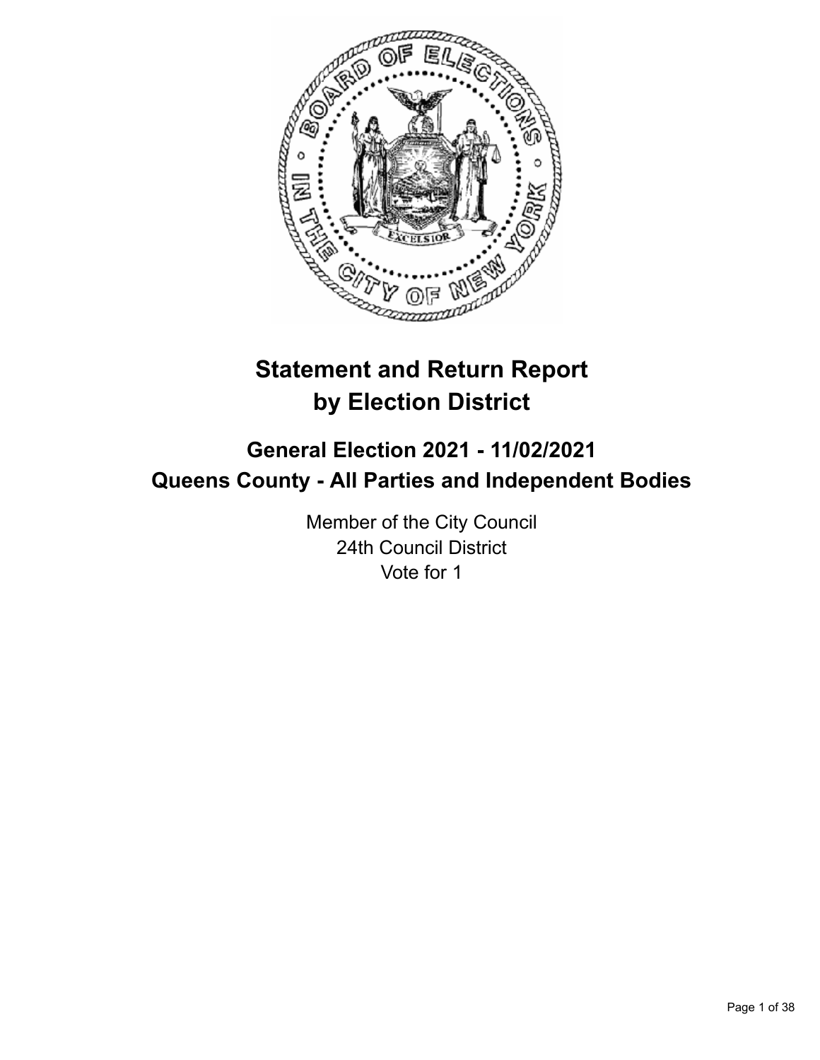# Statement and Return Report by Election District

## General Election 2021 - 11/02/2021
## Queens County - All Parties and Independent Bodies

Member of the City Council
24th Council District
Vote for 1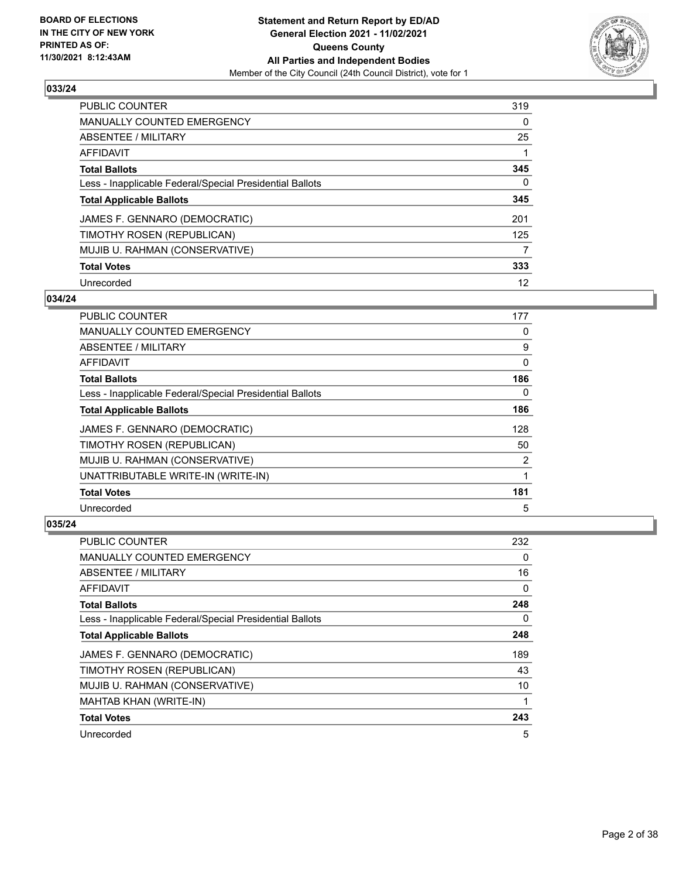### 033/24

| | |
|---|---|
| PUBLIC COUNTER | 319 |
| MANUALLY COUNTED EMERGENCY | 0 |
| ABSENTEE / MILITARY | 25 |
| AFFIDAVIT | 1 |
| **Total Ballots** | **345** |
| Less - Inapplicable Federal/Special Presidential Ballots | 0 |
| **Total Applicable Ballots** | **345** |
| JAMES F. GENNARO (DEMOCRATIC) | 201 |
| TIMOTHY ROSEN (REPUBLICAN) | 125 |
| MUJIB U. RAHMAN (CONSERVATIVE) | 7 |
| **Total Votes** | **333** |
| Unrecorded | 12 |

### 034/24

| | |
|---|---|
| PUBLIC COUNTER | 177 |
| MANUALLY COUNTED EMERGENCY | 0 |
| ABSENTEE / MILITARY | 9 |
| AFFIDAVIT | 0 |
| **Total Ballots** | **186** |
| Less - Inapplicable Federal/Special Presidential Ballots | 0 |
| **Total Applicable Ballots** | **186** |
| JAMES F. GENNARO (DEMOCRATIC) | 128 |
| TIMOTHY ROSEN (REPUBLICAN) | 50 |
| MUJIB U. RAHMAN (CONSERVATIVE) | 2 |
| UNATTRIBUTABLE WRITE-IN (WRITE-IN) | 1 |
| **Total Votes** | **181** |
| Unrecorded | 5 |

### 035/24

| | |
|---|---|
| PUBLIC COUNTER | 232 |
| MANUALLY COUNTED EMERGENCY | 0 |
| ABSENTEE / MILITARY | 16 |
| AFFIDAVIT | 0 |
| **Total Ballots** | **248** |
| Less - Inapplicable Federal/Special Presidential Ballots | 0 |
| **Total Applicable Ballots** | **248** |
| JAMES F. GENNARO (DEMOCRATIC) | 189 |
| TIMOTHY ROSEN (REPUBLICAN) | 43 |
| MUJIB U. RAHMAN (CONSERVATIVE) | 10 |
| MAHTAB KHAN (WRITE-IN) | 1 |
| **Total Votes** | **243** |
| Unrecorded | 5 |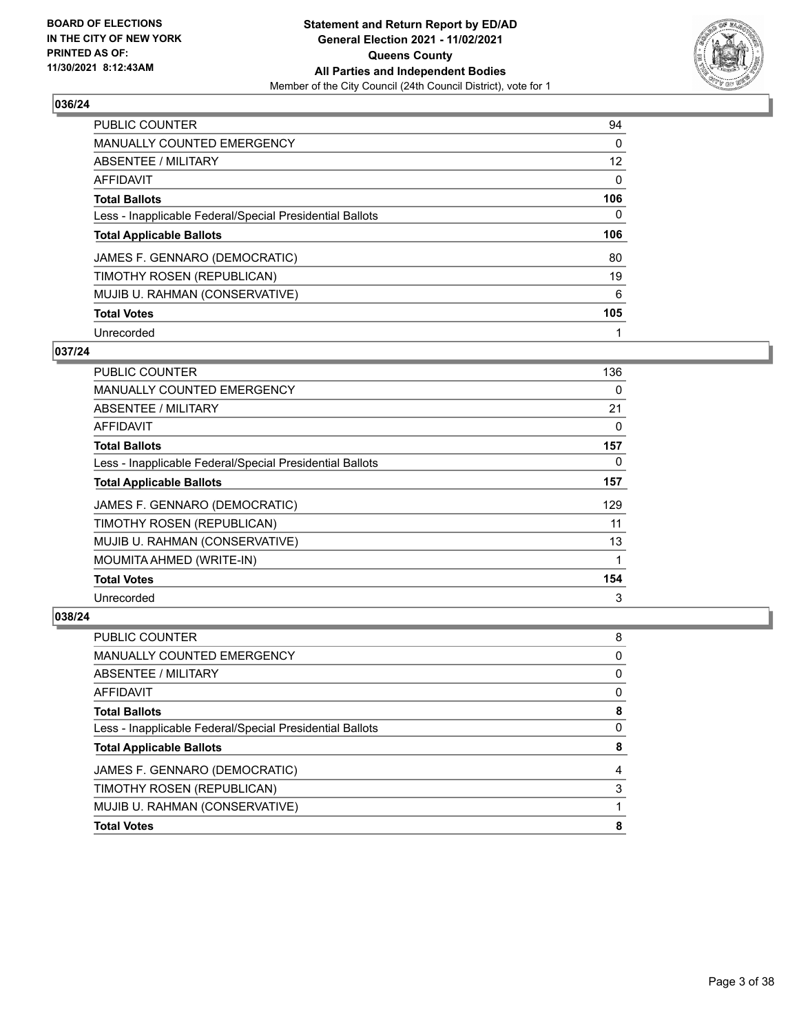**BOARD OF ELECTIONS IN THE CITY OF NEW YORK PRINTED AS OF: 11/30/2021 8:12:43AM**

**Statement and Return Report by ED/AD General Election 2021 - 11/02/2021 Queens County All Parties and Independent Bodies**

Member of the City Council (24th Council District), vote for 1

## 036/24

| | |
|---|---|
| PUBLIC COUNTER | 94 |
| MANUALLY COUNTED EMERGENCY | 0 |
| ABSENTEE / MILITARY | 12 |
| AFFIDAVIT | 0 |
| **Total Ballots** | **106** |
| Less - Inapplicable Federal/Special Presidential Ballots | 0 |
| **Total Applicable Ballots** | **106** |
| JAMES F. GENNARO (DEMOCRATIC) | 80 |
| TIMOTHY ROSEN (REPUBLICAN) | 19 |
| MUJIB U. RAHMAN (CONSERVATIVE) | 6 |
| **Total Votes** | **105** |
| Unrecorded | 1 |

## 037/24

| | |
|---|---|
| PUBLIC COUNTER | 136 |
| MANUALLY COUNTED EMERGENCY | 0 |
| ABSENTEE / MILITARY | 21 |
| AFFIDAVIT | 0 |
| **Total Ballots** | **157** |
| Less - Inapplicable Federal/Special Presidential Ballots | 0 |
| **Total Applicable Ballots** | **157** |
| JAMES F. GENNARO (DEMOCRATIC) | 129 |
| TIMOTHY ROSEN (REPUBLICAN) | 11 |
| MUJIB U. RAHMAN (CONSERVATIVE) | 13 |
| MOUMITA AHMED (WRITE-IN) | 1 |
| **Total Votes** | **154** |
| Unrecorded | 3 |

## 038/24

| | |
|---|---|
| PUBLIC COUNTER | 8 |
| MANUALLY COUNTED EMERGENCY | 0 |
| ABSENTEE / MILITARY | 0 |
| AFFIDAVIT | 0 |
| **Total Ballots** | **8** |
| Less - Inapplicable Federal/Special Presidential Ballots | 0 |
| **Total Applicable Ballots** | **8** |
| JAMES F. GENNARO (DEMOCRATIC) | 4 |
| TIMOTHY ROSEN (REPUBLICAN) | 3 |
| MUJIB U. RAHMAN (CONSERVATIVE) | 1 |
| **Total Votes** | **8** |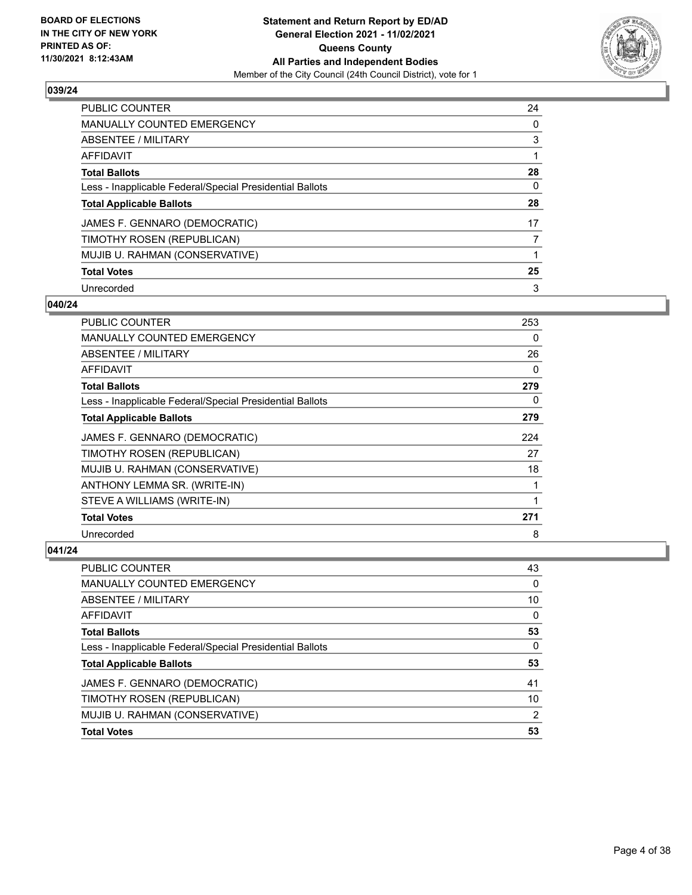**BOARD OF ELECTIONS IN THE CITY OF NEW YORK PRINTED AS OF: 11/30/2021 8:12:43AM**

**Statement and Return Report by ED/AD General Election 2021 - 11/02/2021 Queens County All Parties and Independent Bodies**
Member of the City Council (24th Council District), vote for 1

## 039/24

| | |
|---|---|
| PUBLIC COUNTER | 24 |
| MANUALLY COUNTED EMERGENCY | 0 |
| ABSENTEE / MILITARY | 3 |
| AFFIDAVIT | 1 |
| **Total Ballots** | **28** |
| Less - Inapplicable Federal/Special Presidential Ballots | 0 |
| **Total Applicable Ballots** | **28** |
| JAMES F. GENNARO (DEMOCRATIC) | 17 |
| TIMOTHY ROSEN (REPUBLICAN) | 7 |
| MUJIB U. RAHMAN (CONSERVATIVE) | 1 |
| **Total Votes** | **25** |
| Unrecorded | 3 |

## 040/24

| | |
|---|---|
| PUBLIC COUNTER | 253 |
| MANUALLY COUNTED EMERGENCY | 0 |
| ABSENTEE / MILITARY | 26 |
| AFFIDAVIT | 0 |
| **Total Ballots** | **279** |
| Less - Inapplicable Federal/Special Presidential Ballots | 0 |
| **Total Applicable Ballots** | **279** |
| JAMES F. GENNARO (DEMOCRATIC) | 224 |
| TIMOTHY ROSEN (REPUBLICAN) | 27 |
| MUJIB U. RAHMAN (CONSERVATIVE) | 18 |
| ANTHONY LEMMA SR. (WRITE-IN) | 1 |
| STEVE A WILLIAMS (WRITE-IN) | 1 |
| **Total Votes** | **271** |
| Unrecorded | 8 |

## 041/24

| | |
|---|---|
| PUBLIC COUNTER | 43 |
| MANUALLY COUNTED EMERGENCY | 0 |
| ABSENTEE / MILITARY | 10 |
| AFFIDAVIT | 0 |
| **Total Ballots** | **53** |
| Less - Inapplicable Federal/Special Presidential Ballots | 0 |
| **Total Applicable Ballots** | **53** |
| JAMES F. GENNARO (DEMOCRATIC) | 41 |
| TIMOTHY ROSEN (REPUBLICAN) | 10 |
| MUJIB U. RAHMAN (CONSERVATIVE) | 2 |
| **Total Votes** | **53** |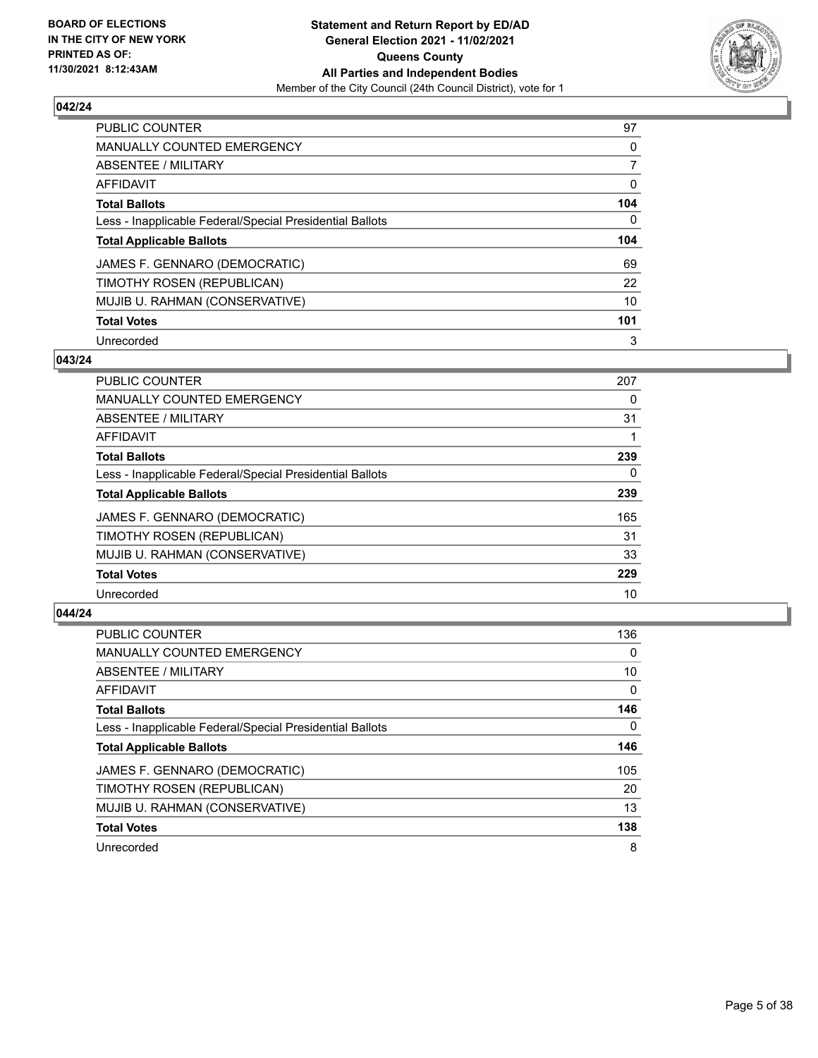**BOARD OF ELECTIONS IN THE CITY OF NEW YORK PRINTED AS OF: 11/30/2021 8:12:43AM**

**Statement and Return Report by ED/AD**
**General Election 2021 - 11/02/2021**
**Queens County**
**All Parties and Independent Bodies**
Member of the City Council (24th Council District), vote for 1

### 042/24

| | |
|---|---|
| PUBLIC COUNTER | 97 |
| MANUALLY COUNTED EMERGENCY | 0 |
| ABSENTEE / MILITARY | 7 |
| AFFIDAVIT | 0 |
| **Total Ballots** | **104** |
| Less - Inapplicable Federal/Special Presidential Ballots | 0 |
| **Total Applicable Ballots** | **104** |
| JAMES F. GENNARO (DEMOCRATIC) | 69 |
| TIMOTHY ROSEN (REPUBLICAN) | 22 |
| MUJIB U. RAHMAN (CONSERVATIVE) | 10 |
| **Total Votes** | **101** |
| Unrecorded | 3 |

### 043/24

| | |
|---|---|
| PUBLIC COUNTER | 207 |
| MANUALLY COUNTED EMERGENCY | 0 |
| ABSENTEE / MILITARY | 31 |
| AFFIDAVIT | 1 |
| **Total Ballots** | **239** |
| Less - Inapplicable Federal/Special Presidential Ballots | 0 |
| **Total Applicable Ballots** | **239** |
| JAMES F. GENNARO (DEMOCRATIC) | 165 |
| TIMOTHY ROSEN (REPUBLICAN) | 31 |
| MUJIB U. RAHMAN (CONSERVATIVE) | 33 |
| **Total Votes** | **229** |
| Unrecorded | 10 |

### 044/24

| | |
|---|---|
| PUBLIC COUNTER | 136 |
| MANUALLY COUNTED EMERGENCY | 0 |
| ABSENTEE / MILITARY | 10 |
| AFFIDAVIT | 0 |
| **Total Ballots** | **146** |
| Less - Inapplicable Federal/Special Presidential Ballots | 0 |
| **Total Applicable Ballots** | **146** |
| JAMES F. GENNARO (DEMOCRATIC) | 105 |
| TIMOTHY ROSEN (REPUBLICAN) | 20 |
| MUJIB U. RAHMAN (CONSERVATIVE) | 13 |
| **Total Votes** | **138** |
| Unrecorded | 8 |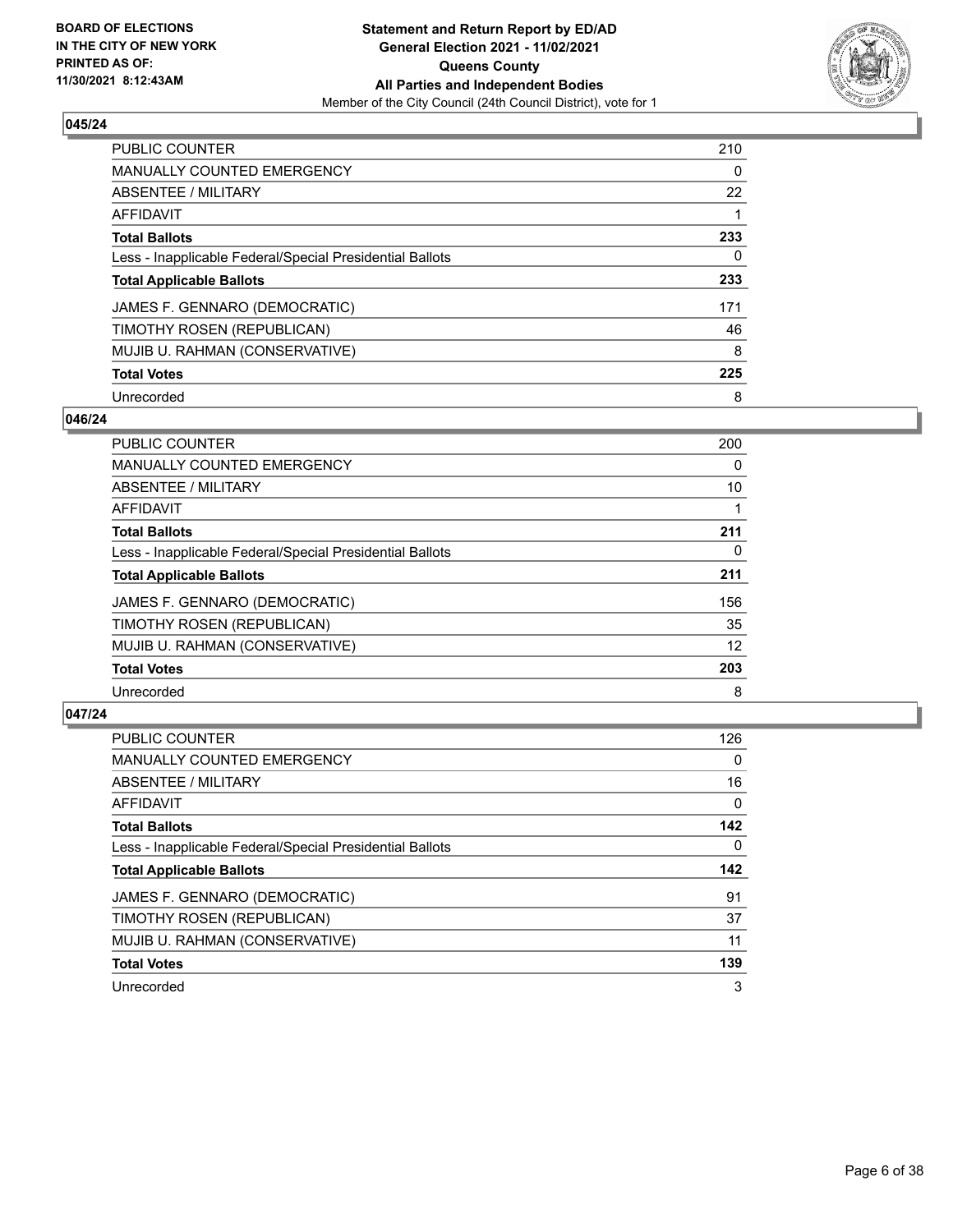## 045/24

| | |
|---|---|
| PUBLIC COUNTER | 210 |
| MANUALLY COUNTED EMERGENCY | 0 |
| ABSENTEE / MILITARY | 22 |
| AFFIDAVIT | 1 |
| **Total Ballots** | **233** |
| Less - Inapplicable Federal/Special Presidential Ballots | 0 |
| **Total Applicable Ballots** | **233** |
| JAMES F. GENNARO (DEMOCRATIC) | 171 |
| TIMOTHY ROSEN (REPUBLICAN) | 46 |
| MUJIB U. RAHMAN (CONSERVATIVE) | 8 |
| **Total Votes** | **225** |
| Unrecorded | 8 |

## 046/24

| | |
|---|---|
| PUBLIC COUNTER | 200 |
| MANUALLY COUNTED EMERGENCY | 0 |
| ABSENTEE / MILITARY | 10 |
| AFFIDAVIT | 1 |
| **Total Ballots** | **211** |
| Less - Inapplicable Federal/Special Presidential Ballots | 0 |
| **Total Applicable Ballots** | **211** |
| JAMES F. GENNARO (DEMOCRATIC) | 156 |
| TIMOTHY ROSEN (REPUBLICAN) | 35 |
| MUJIB U. RAHMAN (CONSERVATIVE) | 12 |
| **Total Votes** | **203** |
| Unrecorded | 8 |

## 047/24

| | |
|---|---|
| PUBLIC COUNTER | 126 |
| MANUALLY COUNTED EMERGENCY | 0 |
| ABSENTEE / MILITARY | 16 |
| AFFIDAVIT | 0 |
| **Total Ballots** | **142** |
| Less - Inapplicable Federal/Special Presidential Ballots | 0 |
| **Total Applicable Ballots** | **142** |
| JAMES F. GENNARO (DEMOCRATIC) | 91 |
| TIMOTHY ROSEN (REPUBLICAN) | 37 |
| MUJIB U. RAHMAN (CONSERVATIVE) | 11 |
| **Total Votes** | **139** |
| Unrecorded | 3 |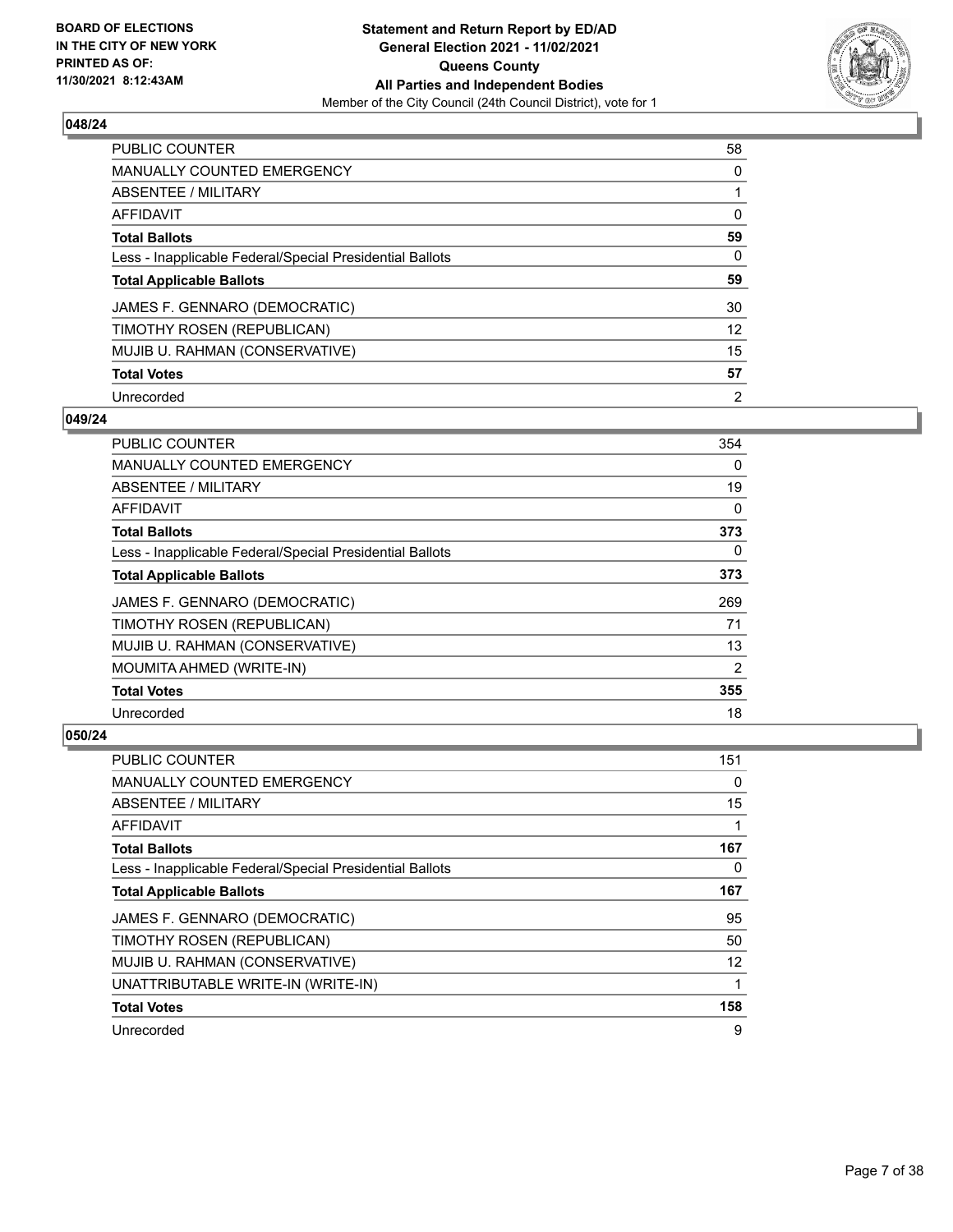## 048/24

| | |
|---|---|
| PUBLIC COUNTER | 58 |
| MANUALLY COUNTED EMERGENCY | 0 |
| ABSENTEE / MILITARY | 1 |
| AFFIDAVIT | 0 |
| **Total Ballots** | **59** |
| Less - Inapplicable Federal/Special Presidential Ballots | 0 |
| **Total Applicable Ballots** | **59** |
| JAMES F. GENNARO (DEMOCRATIC) | 30 |
| TIMOTHY ROSEN (REPUBLICAN) | 12 |
| MUJIB U. RAHMAN (CONSERVATIVE) | 15 |
| **Total Votes** | **57** |
| Unrecorded | 2 |

## 049/24

| | |
|---|---|
| PUBLIC COUNTER | 354 |
| MANUALLY COUNTED EMERGENCY | 0 |
| ABSENTEE / MILITARY | 19 |
| AFFIDAVIT | 0 |
| **Total Ballots** | **373** |
| Less - Inapplicable Federal/Special Presidential Ballots | 0 |
| **Total Applicable Ballots** | **373** |
| JAMES F. GENNARO (DEMOCRATIC) | 269 |
| TIMOTHY ROSEN (REPUBLICAN) | 71 |
| MUJIB U. RAHMAN (CONSERVATIVE) | 13 |
| MOUMITA AHMED (WRITE-IN) | 2 |
| **Total Votes** | **355** |
| Unrecorded | 18 |

## 050/24

| | |
|---|---|
| PUBLIC COUNTER | 151 |
| MANUALLY COUNTED EMERGENCY | 0 |
| ABSENTEE / MILITARY | 15 |
| AFFIDAVIT | 1 |
| **Total Ballots** | **167** |
| Less - Inapplicable Federal/Special Presidential Ballots | 0 |
| **Total Applicable Ballots** | **167** |
| JAMES F. GENNARO (DEMOCRATIC) | 95 |
| TIMOTHY ROSEN (REPUBLICAN) | 50 |
| MUJIB U. RAHMAN (CONSERVATIVE) | 12 |
| UNATTRIBUTABLE WRITE-IN (WRITE-IN) | 1 |
| **Total Votes** | **158** |
| Unrecorded | 9 |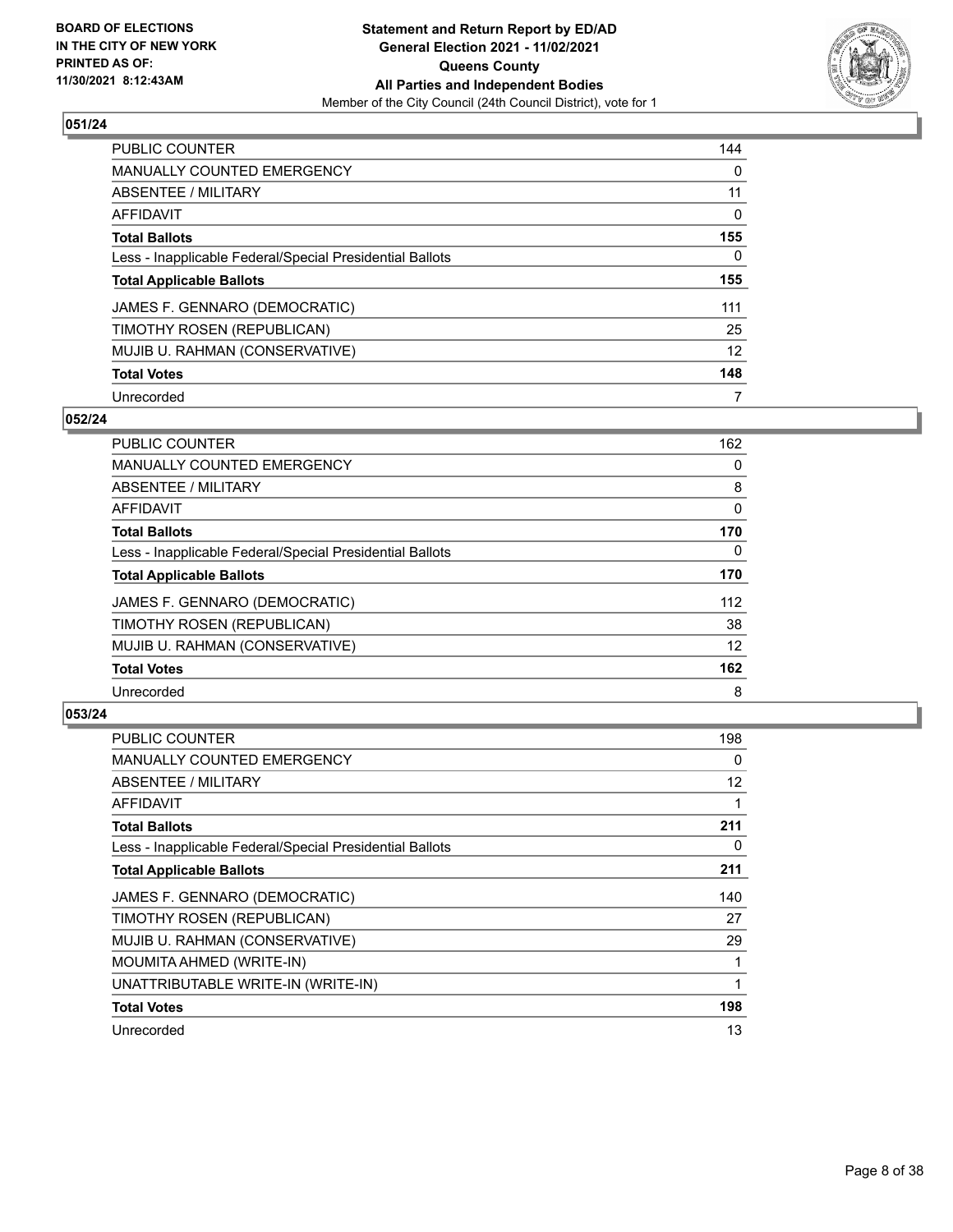### 051/24

| | |
|---|---|
| PUBLIC COUNTER | 144 |
| MANUALLY COUNTED EMERGENCY | 0 |
| ABSENTEE / MILITARY | 11 |
| AFFIDAVIT | 0 |
| **Total Ballots** | **155** |
| Less - Inapplicable Federal/Special Presidential Ballots | 0 |
| **Total Applicable Ballots** | **155** |
| JAMES F. GENNARO (DEMOCRATIC) | 111 |
| TIMOTHY ROSEN (REPUBLICAN) | 25 |
| MUJIB U. RAHMAN (CONSERVATIVE) | 12 |
| **Total Votes** | **148** |
| Unrecorded | 7 |

### 052/24

| | |
|---|---|
| PUBLIC COUNTER | 162 |
| MANUALLY COUNTED EMERGENCY | 0 |
| ABSENTEE / MILITARY | 8 |
| AFFIDAVIT | 0 |
| **Total Ballots** | **170** |
| Less - Inapplicable Federal/Special Presidential Ballots | 0 |
| **Total Applicable Ballots** | **170** |
| JAMES F. GENNARO (DEMOCRATIC) | 112 |
| TIMOTHY ROSEN (REPUBLICAN) | 38 |
| MUJIB U. RAHMAN (CONSERVATIVE) | 12 |
| **Total Votes** | **162** |
| Unrecorded | 8 |

### 053/24

| | |
|---|---|
| PUBLIC COUNTER | 198 |
| MANUALLY COUNTED EMERGENCY | 0 |
| ABSENTEE / MILITARY | 12 |
| AFFIDAVIT | 1 |
| **Total Ballots** | **211** |
| Less - Inapplicable Federal/Special Presidential Ballots | 0 |
| **Total Applicable Ballots** | **211** |
| JAMES F. GENNARO (DEMOCRATIC) | 140 |
| TIMOTHY ROSEN (REPUBLICAN) | 27 |
| MUJIB U. RAHMAN (CONSERVATIVE) | 29 |
| MOUMITA AHMED (WRITE-IN) | 1 |
| UNATTRIBUTABLE WRITE-IN (WRITE-IN) | 1 |
| **Total Votes** | **198** |
| Unrecorded | 13 |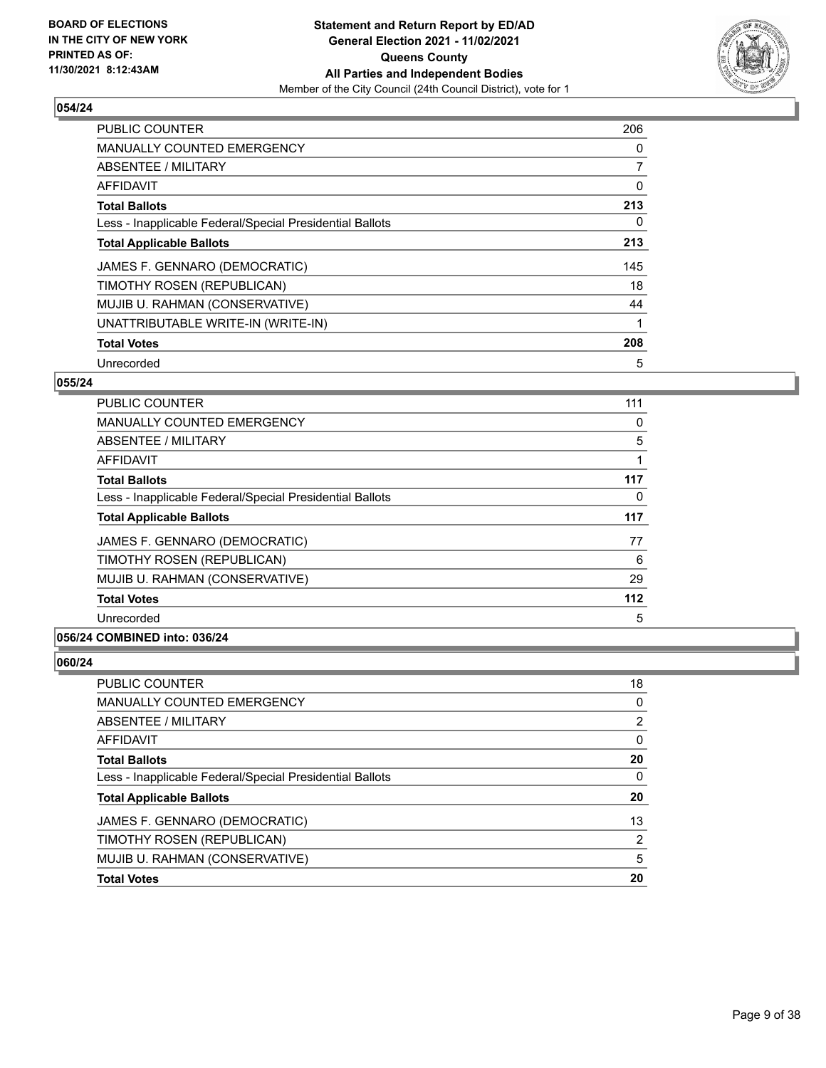## 054/24

| | |
|---|---|
| PUBLIC COUNTER | 206 |
| MANUALLY COUNTED EMERGENCY | 0 |
| ABSENTEE / MILITARY | 7 |
| AFFIDAVIT | 0 |
| **Total Ballots** | **213** |
| Less - Inapplicable Federal/Special Presidential Ballots | 0 |
| **Total Applicable Ballots** | **213** |
| JAMES F. GENNARO (DEMOCRATIC) | 145 |
| TIMOTHY ROSEN (REPUBLICAN) | 18 |
| MUJIB U. RAHMAN (CONSERVATIVE) | 44 |
| UNATTRIBUTABLE WRITE-IN (WRITE-IN) | 1 |
| **Total Votes** | **208** |
| Unrecorded | 5 |

## 055/24

| | |
|---|---|
| PUBLIC COUNTER | 111 |
| MANUALLY COUNTED EMERGENCY | 0 |
| ABSENTEE / MILITARY | 5 |
| AFFIDAVIT | 1 |
| **Total Ballots** | **117** |
| Less - Inapplicable Federal/Special Presidential Ballots | 0 |
| **Total Applicable Ballots** | **117** |
| JAMES F. GENNARO (DEMOCRATIC) | 77 |
| TIMOTHY ROSEN (REPUBLICAN) | 6 |
| MUJIB U. RAHMAN (CONSERVATIVE) | 29 |
| **Total Votes** | **112** |
| Unrecorded | 5 |

## 056/24 COMBINED into: 036/24

## 060/24

| | |
|---|---|
| PUBLIC COUNTER | 18 |
| MANUALLY COUNTED EMERGENCY | 0 |
| ABSENTEE / MILITARY | 2 |
| AFFIDAVIT | 0 |
| **Total Ballots** | **20** |
| Less - Inapplicable Federal/Special Presidential Ballots | 0 |
| **Total Applicable Ballots** | **20** |
| JAMES F. GENNARO (DEMOCRATIC) | 13 |
| TIMOTHY ROSEN (REPUBLICAN) | 2 |
| MUJIB U. RAHMAN (CONSERVATIVE) | 5 |
| **Total Votes** | **20** |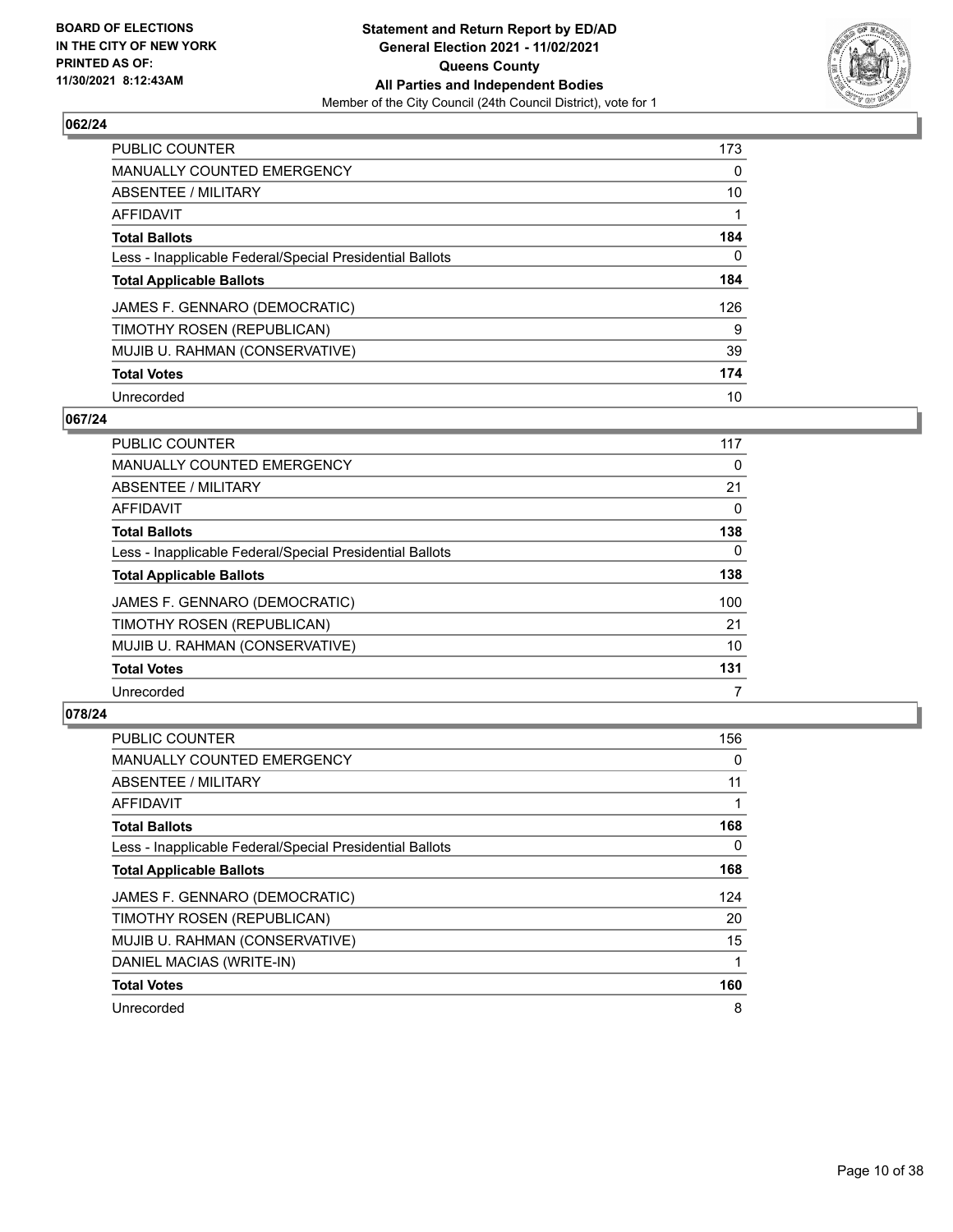## 062/24

| | |
|---|---|
| PUBLIC COUNTER | 173 |
| MANUALLY COUNTED EMERGENCY | 0 |
| ABSENTEE / MILITARY | 10 |
| AFFIDAVIT | 1 |
| **Total Ballots** | **184** |
| Less - Inapplicable Federal/Special Presidential Ballots | 0 |
| **Total Applicable Ballots** | **184** |
| JAMES F. GENNARO (DEMOCRATIC) | 126 |
| TIMOTHY ROSEN (REPUBLICAN) | 9 |
| MUJIB U. RAHMAN (CONSERVATIVE) | 39 |
| **Total Votes** | **174** |
| Unrecorded | 10 |

## 067/24

| | |
|---|---|
| PUBLIC COUNTER | 117 |
| MANUALLY COUNTED EMERGENCY | 0 |
| ABSENTEE / MILITARY | 21 |
| AFFIDAVIT | 0 |
| **Total Ballots** | **138** |
| Less - Inapplicable Federal/Special Presidential Ballots | 0 |
| **Total Applicable Ballots** | **138** |
| JAMES F. GENNARO (DEMOCRATIC) | 100 |
| TIMOTHY ROSEN (REPUBLICAN) | 21 |
| MUJIB U. RAHMAN (CONSERVATIVE) | 10 |
| **Total Votes** | **131** |
| Unrecorded | 7 |

## 078/24

| | |
|---|---|
| PUBLIC COUNTER | 156 |
| MANUALLY COUNTED EMERGENCY | 0 |
| ABSENTEE / MILITARY | 11 |
| AFFIDAVIT | 1 |
| **Total Ballots** | **168** |
| Less - Inapplicable Federal/Special Presidential Ballots | 0 |
| **Total Applicable Ballots** | **168** |
| JAMES F. GENNARO (DEMOCRATIC) | 124 |
| TIMOTHY ROSEN (REPUBLICAN) | 20 |
| MUJIB U. RAHMAN (CONSERVATIVE) | 15 |
| DANIEL MACIAS (WRITE-IN) | 1 |
| **Total Votes** | **160** |
| Unrecorded | 8 |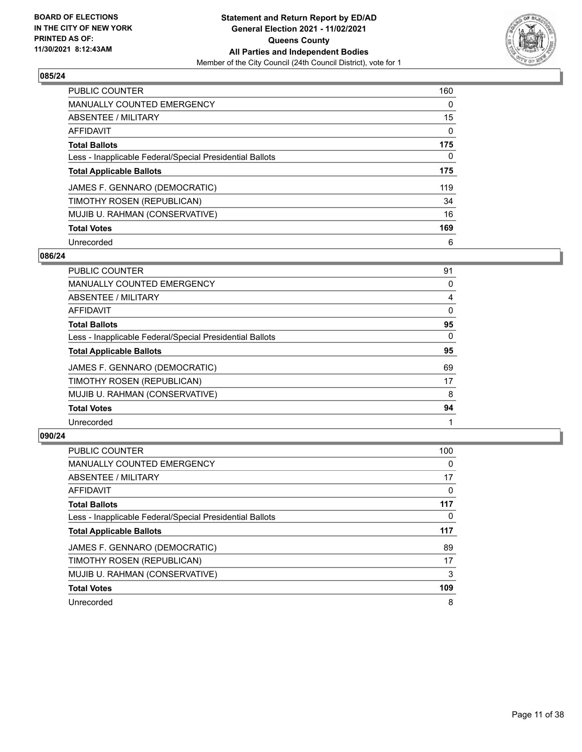**Statement and Return Report by ED/AD**
**General Election 2021 - 11/02/2021**
**Queens County**
**All Parties and Independent Bodies**
Member of the City Council (24th Council District), vote for 1

BOARD OF ELECTIONS
IN THE CITY OF NEW YORK
PRINTED AS OF:
11/30/2021 8:12:43AM

### 085/24

| | |
|---|---|
| PUBLIC COUNTER | 160 |
| MANUALLY COUNTED EMERGENCY | 0 |
| ABSENTEE / MILITARY | 15 |
| AFFIDAVIT | 0 |
| **Total Ballots** | **175** |
| Less - Inapplicable Federal/Special Presidential Ballots | 0 |
| **Total Applicable Ballots** | **175** |
| JAMES F. GENNARO (DEMOCRATIC) | 119 |
| TIMOTHY ROSEN (REPUBLICAN) | 34 |
| MUJIB U. RAHMAN (CONSERVATIVE) | 16 |
| **Total Votes** | **169** |
| Unrecorded | 6 |

### 086/24

| | |
|---|---|
| PUBLIC COUNTER | 91 |
| MANUALLY COUNTED EMERGENCY | 0 |
| ABSENTEE / MILITARY | 4 |
| AFFIDAVIT | 0 |
| **Total Ballots** | **95** |
| Less - Inapplicable Federal/Special Presidential Ballots | 0 |
| **Total Applicable Ballots** | **95** |
| JAMES F. GENNARO (DEMOCRATIC) | 69 |
| TIMOTHY ROSEN (REPUBLICAN) | 17 |
| MUJIB U. RAHMAN (CONSERVATIVE) | 8 |
| **Total Votes** | **94** |
| Unrecorded | 1 |

### 090/24

| | |
|---|---|
| PUBLIC COUNTER | 100 |
| MANUALLY COUNTED EMERGENCY | 0 |
| ABSENTEE / MILITARY | 17 |
| AFFIDAVIT | 0 |
| **Total Ballots** | **117** |
| Less - Inapplicable Federal/Special Presidential Ballots | 0 |
| **Total Applicable Ballots** | **117** |
| JAMES F. GENNARO (DEMOCRATIC) | 89 |
| TIMOTHY ROSEN (REPUBLICAN) | 17 |
| MUJIB U. RAHMAN (CONSERVATIVE) | 3 |
| **Total Votes** | **109** |
| Unrecorded | 8 |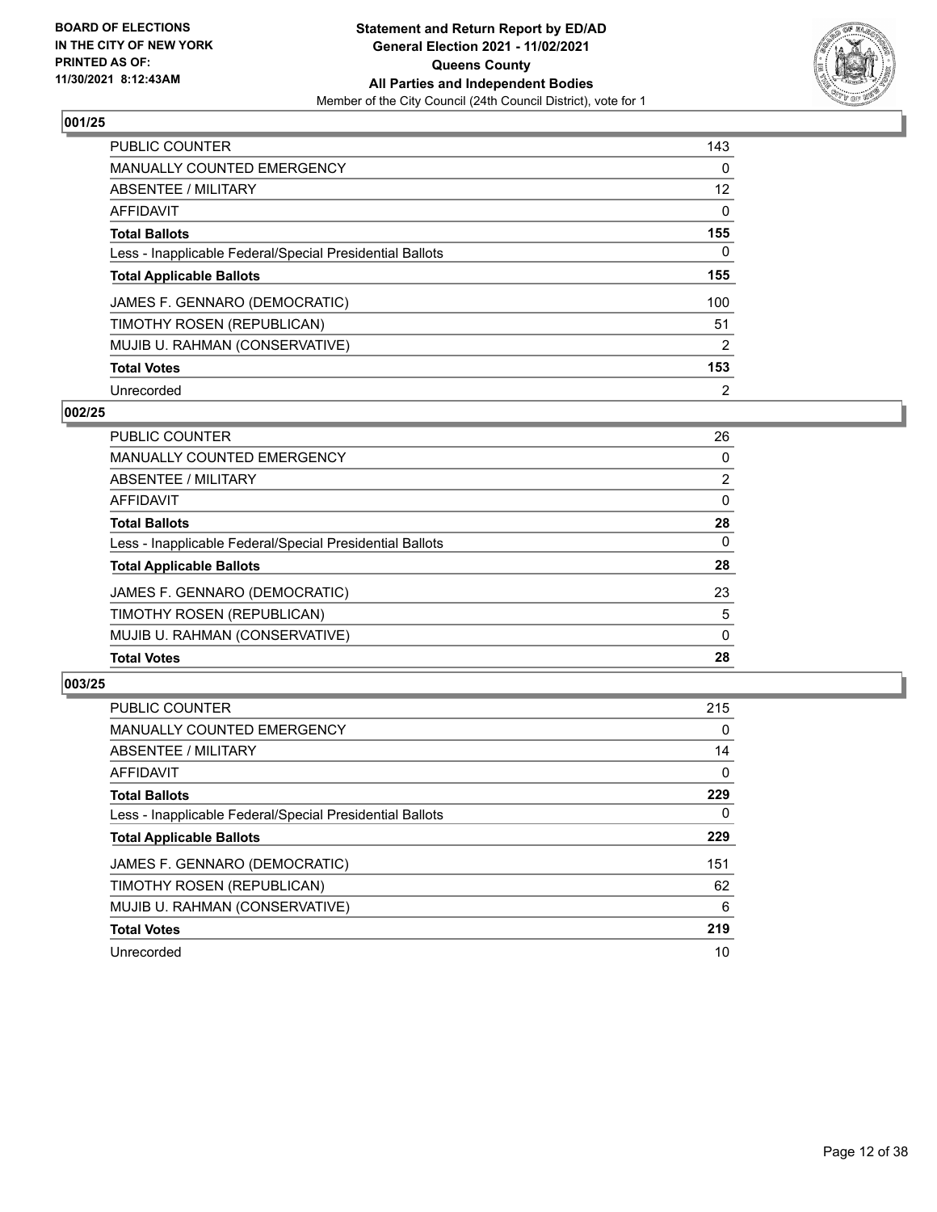**BOARD OF ELECTIONS IN THE CITY OF NEW YORK PRINTED AS OF: 11/30/2021 8:12:43AM**

**Statement and Return Report by ED/AD**
**General Election 2021 - 11/02/2021**
**Queens County**
**All Parties and Independent Bodies**
Member of the City Council (24th Council District), vote for 1

## 001/25

| | |
|---|---|
| PUBLIC COUNTER | 143 |
| MANUALLY COUNTED EMERGENCY | 0 |
| ABSENTEE / MILITARY | 12 |
| AFFIDAVIT | 0 |
| **Total Ballots** | **155** |
| Less - Inapplicable Federal/Special Presidential Ballots | 0 |
| **Total Applicable Ballots** | **155** |
| JAMES F. GENNARO (DEMOCRATIC) | 100 |
| TIMOTHY ROSEN (REPUBLICAN) | 51 |
| MUJIB U. RAHMAN (CONSERVATIVE) | 2 |
| **Total Votes** | **153** |
| Unrecorded | 2 |

## 002/25

| | |
|---|---|
| PUBLIC COUNTER | 26 |
| MANUALLY COUNTED EMERGENCY | 0 |
| ABSENTEE / MILITARY | 2 |
| AFFIDAVIT | 0 |
| **Total Ballots** | **28** |
| Less - Inapplicable Federal/Special Presidential Ballots | 0 |
| **Total Applicable Ballots** | **28** |
| JAMES F. GENNARO (DEMOCRATIC) | 23 |
| TIMOTHY ROSEN (REPUBLICAN) | 5 |
| MUJIB U. RAHMAN (CONSERVATIVE) | 0 |
| **Total Votes** | **28** |

## 003/25

| | |
|---|---|
| PUBLIC COUNTER | 215 |
| MANUALLY COUNTED EMERGENCY | 0 |
| ABSENTEE / MILITARY | 14 |
| AFFIDAVIT | 0 |
| **Total Ballots** | **229** |
| Less - Inapplicable Federal/Special Presidential Ballots | 0 |
| **Total Applicable Ballots** | **229** |
| JAMES F. GENNARO (DEMOCRATIC) | 151 |
| TIMOTHY ROSEN (REPUBLICAN) | 62 |
| MUJIB U. RAHMAN (CONSERVATIVE) | 6 |
| **Total Votes** | **219** |
| Unrecorded | 10 |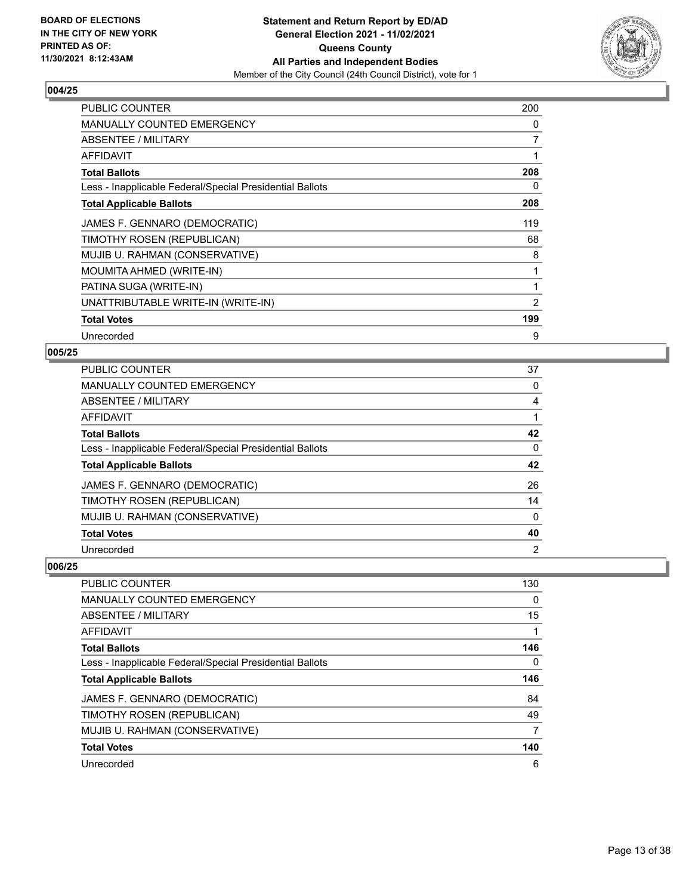## 004/25

| | |
|---|---|
| PUBLIC COUNTER | 200 |
| MANUALLY COUNTED EMERGENCY | 0 |
| ABSENTEE / MILITARY | 7 |
| AFFIDAVIT | 1 |
| **Total Ballots** | **208** |
| Less - Inapplicable Federal/Special Presidential Ballots | 0 |
| **Total Applicable Ballots** | **208** |
| JAMES F. GENNARO (DEMOCRATIC) | 119 |
| TIMOTHY ROSEN (REPUBLICAN) | 68 |
| MUJIB U. RAHMAN (CONSERVATIVE) | 8 |
| MOUMITA AHMED (WRITE-IN) | 1 |
| PATINA SUGA (WRITE-IN) | 1 |
| UNATTRIBUTABLE WRITE-IN (WRITE-IN) | 2 |
| **Total Votes** | **199** |
| Unrecorded | 9 |

## 005/25

| | |
|---|---|
| PUBLIC COUNTER | 37 |
| MANUALLY COUNTED EMERGENCY | 0 |
| ABSENTEE / MILITARY | 4 |
| AFFIDAVIT | 1 |
| **Total Ballots** | **42** |
| Less - Inapplicable Federal/Special Presidential Ballots | 0 |
| **Total Applicable Ballots** | **42** |
| JAMES F. GENNARO (DEMOCRATIC) | 26 |
| TIMOTHY ROSEN (REPUBLICAN) | 14 |
| MUJIB U. RAHMAN (CONSERVATIVE) | 0 |
| **Total Votes** | **40** |
| Unrecorded | 2 |

## 006/25

| | |
|---|---|
| PUBLIC COUNTER | 130 |
| MANUALLY COUNTED EMERGENCY | 0 |
| ABSENTEE / MILITARY | 15 |
| AFFIDAVIT | 1 |
| **Total Ballots** | **146** |
| Less - Inapplicable Federal/Special Presidential Ballots | 0 |
| **Total Applicable Ballots** | **146** |
| JAMES F. GENNARO (DEMOCRATIC) | 84 |
| TIMOTHY ROSEN (REPUBLICAN) | 49 |
| MUJIB U. RAHMAN (CONSERVATIVE) | 7 |
| **Total Votes** | **140** |
| Unrecorded | 6 |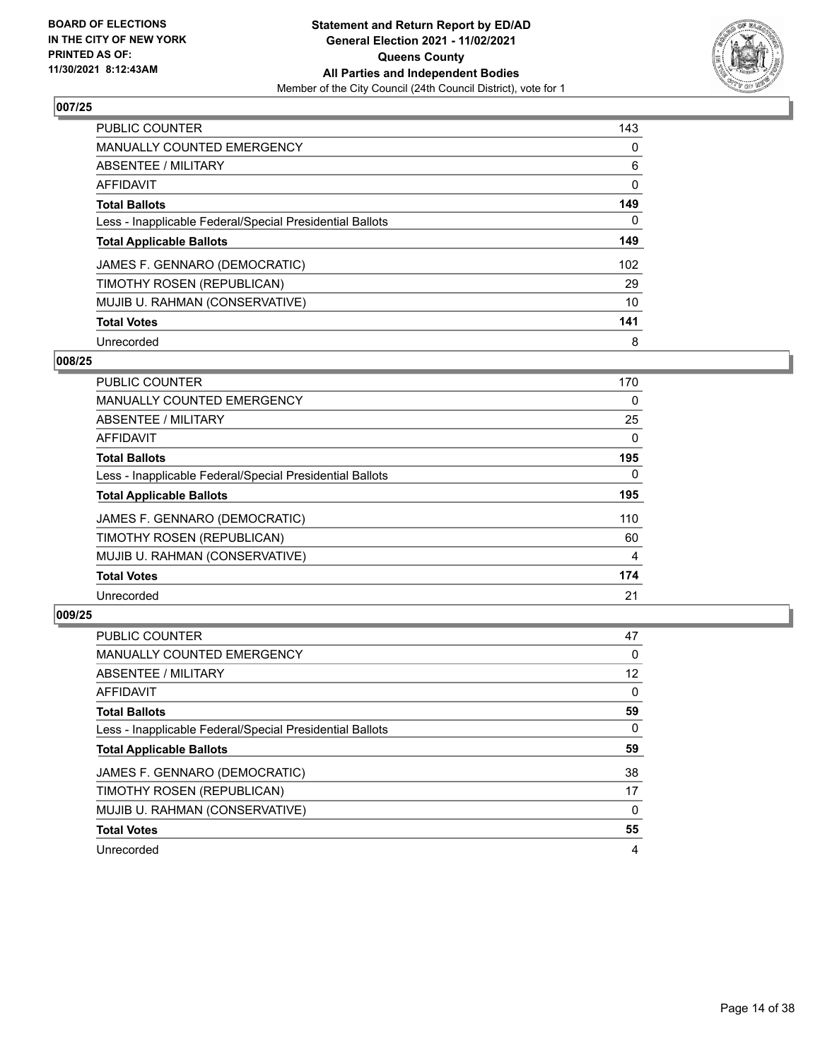**BOARD OF ELECTIONS IN THE CITY OF NEW YORK PRINTED AS OF: 11/30/2021 8:12:43AM**

**Statement and Return Report by ED/AD**
**General Election 2021 - 11/02/2021**
**Queens County**
**All Parties and Independent Bodies**
Member of the City Council (24th Council District), vote for 1

## 007/25

| | |
|---|---|
| PUBLIC COUNTER | 143 |
| MANUALLY COUNTED EMERGENCY | 0 |
| ABSENTEE / MILITARY | 6 |
| AFFIDAVIT | 0 |
| **Total Ballots** | **149** |
| Less - Inapplicable Federal/Special Presidential Ballots | 0 |
| **Total Applicable Ballots** | **149** |
| JAMES F. GENNARO (DEMOCRATIC) | 102 |
| TIMOTHY ROSEN (REPUBLICAN) | 29 |
| MUJIB U. RAHMAN (CONSERVATIVE) | 10 |
| **Total Votes** | **141** |
| Unrecorded | 8 |

## 008/25

| | |
|---|---|
| PUBLIC COUNTER | 170 |
| MANUALLY COUNTED EMERGENCY | 0 |
| ABSENTEE / MILITARY | 25 |
| AFFIDAVIT | 0 |
| **Total Ballots** | **195** |
| Less - Inapplicable Federal/Special Presidential Ballots | 0 |
| **Total Applicable Ballots** | **195** |
| JAMES F. GENNARO (DEMOCRATIC) | 110 |
| TIMOTHY ROSEN (REPUBLICAN) | 60 |
| MUJIB U. RAHMAN (CONSERVATIVE) | 4 |
| **Total Votes** | **174** |
| Unrecorded | 21 |

## 009/25

| | |
|---|---|
| PUBLIC COUNTER | 47 |
| MANUALLY COUNTED EMERGENCY | 0 |
| ABSENTEE / MILITARY | 12 |
| AFFIDAVIT | 0 |
| **Total Ballots** | **59** |
| Less - Inapplicable Federal/Special Presidential Ballots | 0 |
| **Total Applicable Ballots** | **59** |
| JAMES F. GENNARO (DEMOCRATIC) | 38 |
| TIMOTHY ROSEN (REPUBLICAN) | 17 |
| MUJIB U. RAHMAN (CONSERVATIVE) | 0 |
| **Total Votes** | **55** |
| Unrecorded | 4 |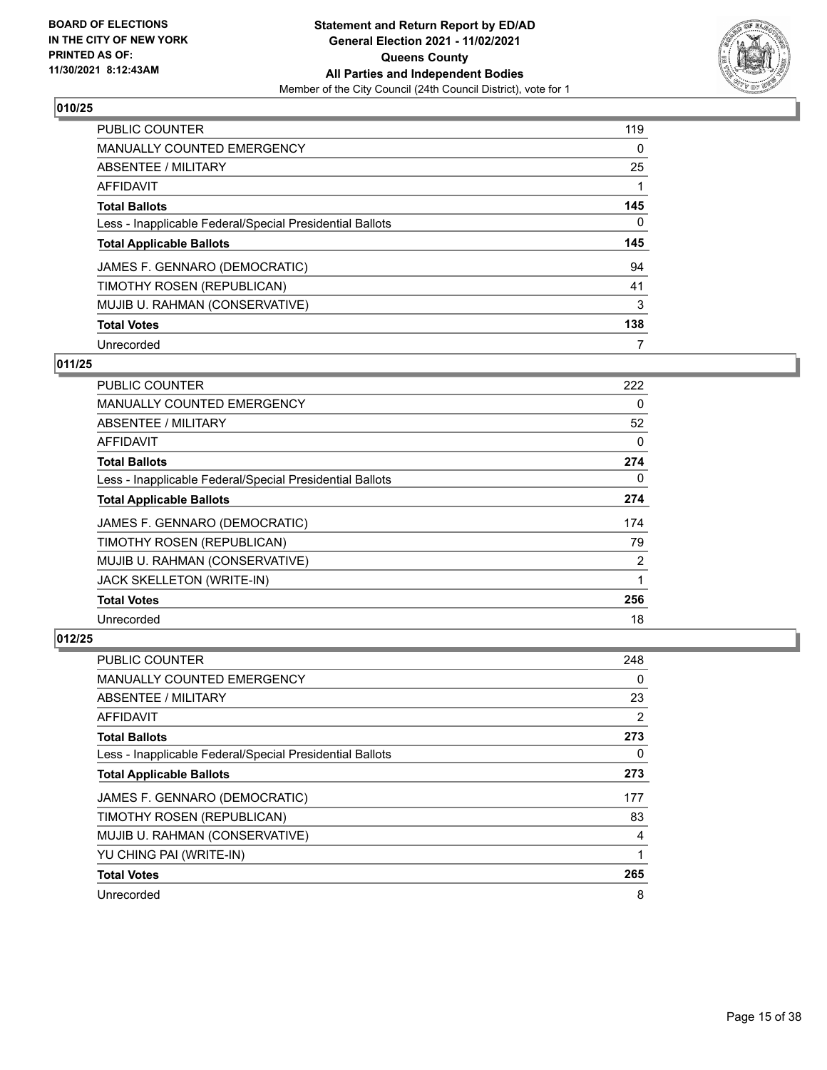**010/25**

| | |
|---|---|
| PUBLIC COUNTER | 119 |
| MANUALLY COUNTED EMERGENCY | 0 |
| ABSENTEE / MILITARY | 25 |
| AFFIDAVIT | 1 |
| **Total Ballots** | **145** |
| Less - Inapplicable Federal/Special Presidential Ballots | 0 |
| **Total Applicable Ballots** | **145** |
| JAMES F. GENNARO (DEMOCRATIC) | 94 |
| TIMOTHY ROSEN (REPUBLICAN) | 41 |
| MUJIB U. RAHMAN (CONSERVATIVE) | 3 |
| **Total Votes** | **138** |
| Unrecorded | 7 |

**011/25**

| | |
|---|---|
| PUBLIC COUNTER | 222 |
| MANUALLY COUNTED EMERGENCY | 0 |
| ABSENTEE / MILITARY | 52 |
| AFFIDAVIT | 0 |
| **Total Ballots** | **274** |
| Less - Inapplicable Federal/Special Presidential Ballots | 0 |
| **Total Applicable Ballots** | **274** |
| JAMES F. GENNARO (DEMOCRATIC) | 174 |
| TIMOTHY ROSEN (REPUBLICAN) | 79 |
| MUJIB U. RAHMAN (CONSERVATIVE) | 2 |
| JACK SKELLETON (WRITE-IN) | 1 |
| **Total Votes** | **256** |
| Unrecorded | 18 |

**012/25**

| | |
|---|---|
| PUBLIC COUNTER | 248 |
| MANUALLY COUNTED EMERGENCY | 0 |
| ABSENTEE / MILITARY | 23 |
| AFFIDAVIT | 2 |
| **Total Ballots** | **273** |
| Less - Inapplicable Federal/Special Presidential Ballots | 0 |
| **Total Applicable Ballots** | **273** |
| JAMES F. GENNARO (DEMOCRATIC) | 177 |
| TIMOTHY ROSEN (REPUBLICAN) | 83 |
| MUJIB U. RAHMAN (CONSERVATIVE) | 4 |
| YU CHING PAI (WRITE-IN) | 1 |
| **Total Votes** | **265** |
| Unrecorded | 8 |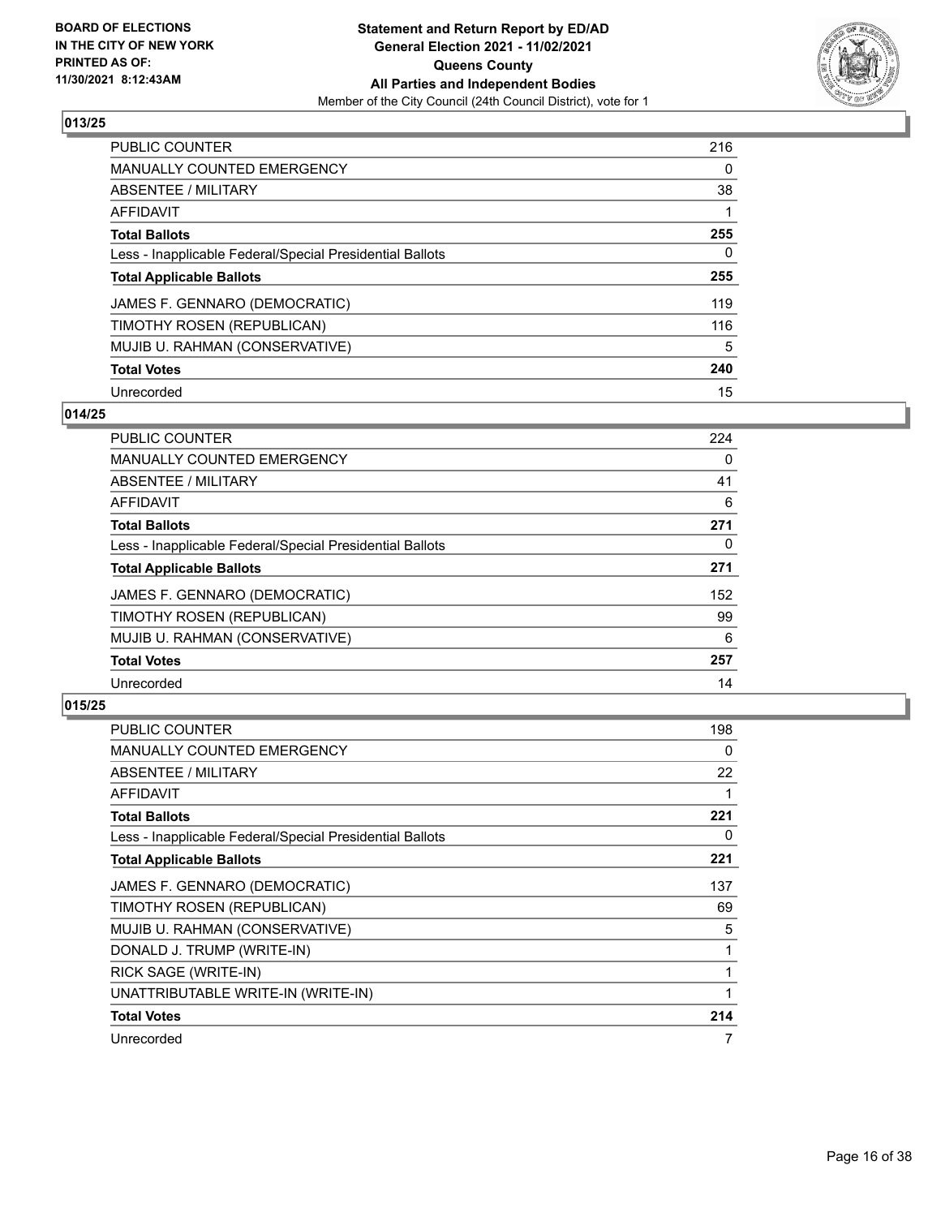## 013/25

| | |
|---|---|
| PUBLIC COUNTER | 216 |
| MANUALLY COUNTED EMERGENCY | 0 |
| ABSENTEE / MILITARY | 38 |
| AFFIDAVIT | 1 |
| **Total Ballots** | **255** |
| Less - Inapplicable Federal/Special Presidential Ballots | 0 |
| **Total Applicable Ballots** | **255** |
| JAMES F. GENNARO (DEMOCRATIC) | 119 |
| TIMOTHY ROSEN (REPUBLICAN) | 116 |
| MUJIB U. RAHMAN (CONSERVATIVE) | 5 |
| **Total Votes** | **240** |
| Unrecorded | 15 |

## 014/25

| | |
|---|---|
| PUBLIC COUNTER | 224 |
| MANUALLY COUNTED EMERGENCY | 0 |
| ABSENTEE / MILITARY | 41 |
| AFFIDAVIT | 6 |
| **Total Ballots** | **271** |
| Less - Inapplicable Federal/Special Presidential Ballots | 0 |
| **Total Applicable Ballots** | **271** |
| JAMES F. GENNARO (DEMOCRATIC) | 152 |
| TIMOTHY ROSEN (REPUBLICAN) | 99 |
| MUJIB U. RAHMAN (CONSERVATIVE) | 6 |
| **Total Votes** | **257** |
| Unrecorded | 14 |

## 015/25

| | |
|---|---|
| PUBLIC COUNTER | 198 |
| MANUALLY COUNTED EMERGENCY | 0 |
| ABSENTEE / MILITARY | 22 |
| AFFIDAVIT | 1 |
| **Total Ballots** | **221** |
| Less - Inapplicable Federal/Special Presidential Ballots | 0 |
| **Total Applicable Ballots** | **221** |
| JAMES F. GENNARO (DEMOCRATIC) | 137 |
| TIMOTHY ROSEN (REPUBLICAN) | 69 |
| MUJIB U. RAHMAN (CONSERVATIVE) | 5 |
| DONALD J. TRUMP (WRITE-IN) | 1 |
| RICK SAGE (WRITE-IN) | 1 |
| UNATTRIBUTABLE WRITE-IN (WRITE-IN) | 1 |
| **Total Votes** | **214** |
| Unrecorded | 7 |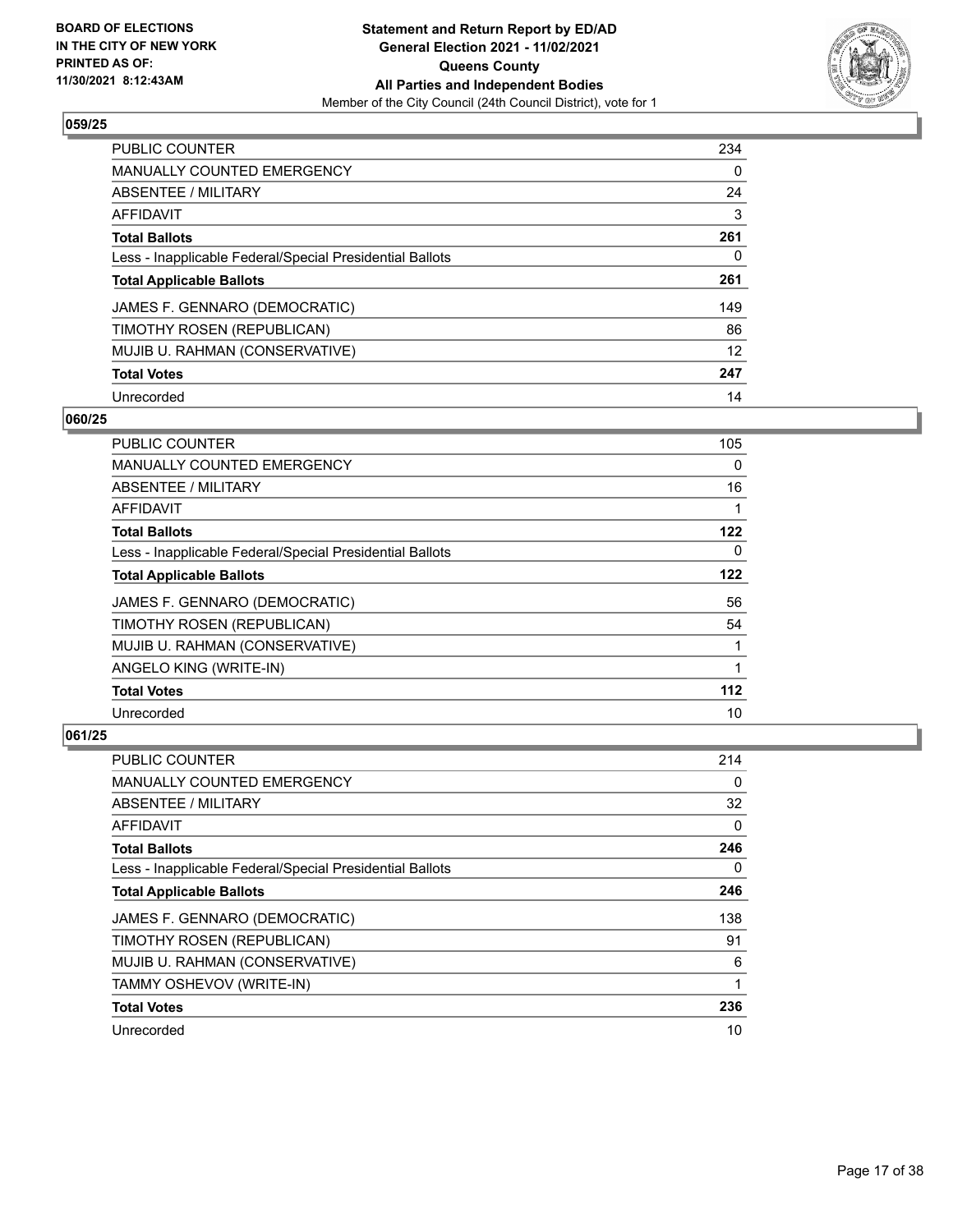**Statement and Return Report by ED/AD**
**General Election 2021 - 11/02/2021**
**Queens County**
**All Parties and Independent Bodies**
Member of the City Council (24th Council District), vote for 1

BOARD OF ELECTIONS
IN THE CITY OF NEW YORK
PRINTED AS OF:
11/30/2021 8:12:43AM

## 059/25

| | |
|---|---|
| PUBLIC COUNTER | 234 |
| MANUALLY COUNTED EMERGENCY | 0 |
| ABSENTEE / MILITARY | 24 |
| AFFIDAVIT | 3 |
| **Total Ballots** | **261** |
| Less - Inapplicable Federal/Special Presidential Ballots | 0 |
| **Total Applicable Ballots** | **261** |
| JAMES F. GENNARO (DEMOCRATIC) | 149 |
| TIMOTHY ROSEN (REPUBLICAN) | 86 |
| MUJIB U. RAHMAN (CONSERVATIVE) | 12 |
| **Total Votes** | **247** |
| Unrecorded | 14 |

## 060/25

| | |
|---|---|
| PUBLIC COUNTER | 105 |
| MANUALLY COUNTED EMERGENCY | 0 |
| ABSENTEE / MILITARY | 16 |
| AFFIDAVIT | 1 |
| **Total Ballots** | **122** |
| Less - Inapplicable Federal/Special Presidential Ballots | 0 |
| **Total Applicable Ballots** | **122** |
| JAMES F. GENNARO (DEMOCRATIC) | 56 |
| TIMOTHY ROSEN (REPUBLICAN) | 54 |
| MUJIB U. RAHMAN (CONSERVATIVE) | 1 |
| ANGELO KING (WRITE-IN) | 1 |
| **Total Votes** | **112** |
| Unrecorded | 10 |

## 061/25

| | |
|---|---|
| PUBLIC COUNTER | 214 |
| MANUALLY COUNTED EMERGENCY | 0 |
| ABSENTEE / MILITARY | 32 |
| AFFIDAVIT | 0 |
| **Total Ballots** | **246** |
| Less - Inapplicable Federal/Special Presidential Ballots | 0 |
| **Total Applicable Ballots** | **246** |
| JAMES F. GENNARO (DEMOCRATIC) | 138 |
| TIMOTHY ROSEN (REPUBLICAN) | 91 |
| MUJIB U. RAHMAN (CONSERVATIVE) | 6 |
| TAMMY OSHEVOV (WRITE-IN) | 1 |
| **Total Votes** | **236** |
| Unrecorded | 10 |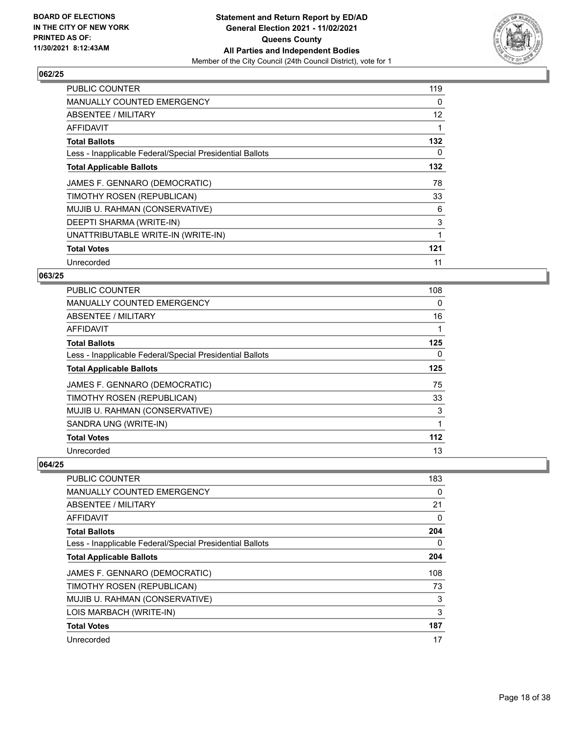## 062/25

| | |
|---|---|
| PUBLIC COUNTER | 119 |
| MANUALLY COUNTED EMERGENCY | 0 |
| ABSENTEE / MILITARY | 12 |
| AFFIDAVIT | 1 |
| **Total Ballots** | **132** |
| Less - Inapplicable Federal/Special Presidential Ballots | 0 |
| **Total Applicable Ballots** | **132** |
| JAMES F. GENNARO (DEMOCRATIC) | 78 |
| TIMOTHY ROSEN (REPUBLICAN) | 33 |
| MUJIB U. RAHMAN (CONSERVATIVE) | 6 |
| DEEPTI SHARMA (WRITE-IN) | 3 |
| UNATTRIBUTABLE WRITE-IN (WRITE-IN) | 1 |
| **Total Votes** | **121** |
| Unrecorded | 11 |

## 063/25

| | |
|---|---|
| PUBLIC COUNTER | 108 |
| MANUALLY COUNTED EMERGENCY | 0 |
| ABSENTEE / MILITARY | 16 |
| AFFIDAVIT | 1 |
| **Total Ballots** | **125** |
| Less - Inapplicable Federal/Special Presidential Ballots | 0 |
| **Total Applicable Ballots** | **125** |
| JAMES F. GENNARO (DEMOCRATIC) | 75 |
| TIMOTHY ROSEN (REPUBLICAN) | 33 |
| MUJIB U. RAHMAN (CONSERVATIVE) | 3 |
| SANDRA UNG (WRITE-IN) | 1 |
| **Total Votes** | **112** |
| Unrecorded | 13 |

## 064/25

| | |
|---|---|
| PUBLIC COUNTER | 183 |
| MANUALLY COUNTED EMERGENCY | 0 |
| ABSENTEE / MILITARY | 21 |
| AFFIDAVIT | 0 |
| **Total Ballots** | **204** |
| Less - Inapplicable Federal/Special Presidential Ballots | 0 |
| **Total Applicable Ballots** | **204** |
| JAMES F. GENNARO (DEMOCRATIC) | 108 |
| TIMOTHY ROSEN (REPUBLICAN) | 73 |
| MUJIB U. RAHMAN (CONSERVATIVE) | 3 |
| LOIS MARBACH (WRITE-IN) | 3 |
| **Total Votes** | **187** |
| Unrecorded | 17 |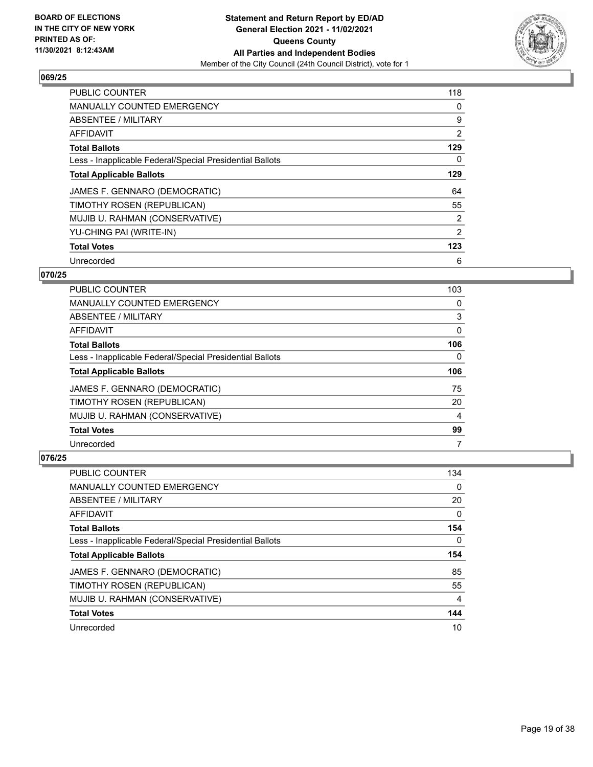**BOARD OF ELECTIONS IN THE CITY OF NEW YORK PRINTED AS OF: 11/30/2021 8:12:43AM**

**Statement and Return Report by ED/AD General Election 2021 - 11/02/2021 Queens County All Parties and Independent Bodies**
Member of the City Council (24th Council District), vote for 1

## 069/25

| | |
|---|---|
| PUBLIC COUNTER | 118 |
| MANUALLY COUNTED EMERGENCY | 0 |
| ABSENTEE / MILITARY | 9 |
| AFFIDAVIT | 2 |
| **Total Ballots** | **129** |
| Less - Inapplicable Federal/Special Presidential Ballots | 0 |
| **Total Applicable Ballots** | **129** |
| JAMES F. GENNARO (DEMOCRATIC) | 64 |
| TIMOTHY ROSEN (REPUBLICAN) | 55 |
| MUJIB U. RAHMAN (CONSERVATIVE) | 2 |
| YU-CHING PAI (WRITE-IN) | 2 |
| **Total Votes** | **123** |
| Unrecorded | 6 |

## 070/25

| | |
|---|---|
| PUBLIC COUNTER | 103 |
| MANUALLY COUNTED EMERGENCY | 0 |
| ABSENTEE / MILITARY | 3 |
| AFFIDAVIT | 0 |
| **Total Ballots** | **106** |
| Less - Inapplicable Federal/Special Presidential Ballots | 0 |
| **Total Applicable Ballots** | **106** |
| JAMES F. GENNARO (DEMOCRATIC) | 75 |
| TIMOTHY ROSEN (REPUBLICAN) | 20 |
| MUJIB U. RAHMAN (CONSERVATIVE) | 4 |
| **Total Votes** | **99** |
| Unrecorded | 7 |

## 076/25

| | |
|---|---|
| PUBLIC COUNTER | 134 |
| MANUALLY COUNTED EMERGENCY | 0 |
| ABSENTEE / MILITARY | 20 |
| AFFIDAVIT | 0 |
| **Total Ballots** | **154** |
| Less - Inapplicable Federal/Special Presidential Ballots | 0 |
| **Total Applicable Ballots** | **154** |
| JAMES F. GENNARO (DEMOCRATIC) | 85 |
| TIMOTHY ROSEN (REPUBLICAN) | 55 |
| MUJIB U. RAHMAN (CONSERVATIVE) | 4 |
| **Total Votes** | **144** |
| Unrecorded | 10 |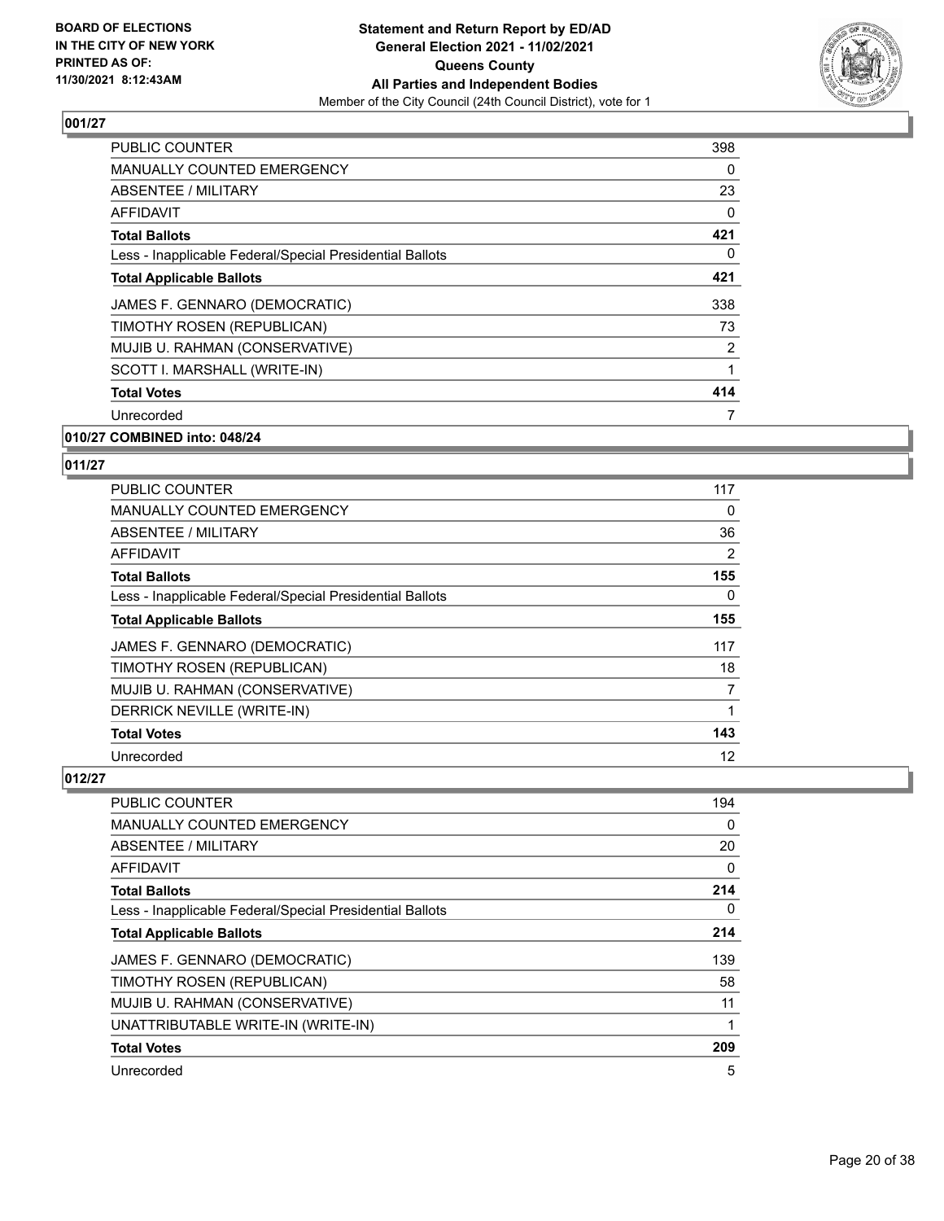**BOARD OF ELECTIONS IN THE CITY OF NEW YORK PRINTED AS OF: 11/30/2021 8:12:43AM**

**Statement and Return Report by ED/AD General Election 2021 - 11/02/2021 Queens County All Parties and Independent Bodies**

Member of the City Council (24th Council District), vote for 1

### 001/27

| | |
|---|---|
| PUBLIC COUNTER | 398 |
| MANUALLY COUNTED EMERGENCY | 0 |
| ABSENTEE / MILITARY | 23 |
| AFFIDAVIT | 0 |
| **Total Ballots** | **421** |
| Less - Inapplicable Federal/Special Presidential Ballots | 0 |
| **Total Applicable Ballots** | **421** |
| JAMES F. GENNARO (DEMOCRATIC) | 338 |
| TIMOTHY ROSEN (REPUBLICAN) | 73 |
| MUJIB U. RAHMAN (CONSERVATIVE) | 2 |
| SCOTT I. MARSHALL (WRITE-IN) | 1 |
| **Total Votes** | **414** |
| Unrecorded | 7 |

### 010/27 COMBINED into: 048/24

### 011/27

| | |
|---|---|
| PUBLIC COUNTER | 117 |
| MANUALLY COUNTED EMERGENCY | 0 |
| ABSENTEE / MILITARY | 36 |
| AFFIDAVIT | 2 |
| **Total Ballots** | **155** |
| Less - Inapplicable Federal/Special Presidential Ballots | 0 |
| **Total Applicable Ballots** | **155** |
| JAMES F. GENNARO (DEMOCRATIC) | 117 |
| TIMOTHY ROSEN (REPUBLICAN) | 18 |
| MUJIB U. RAHMAN (CONSERVATIVE) | 7 |
| DERRICK NEVILLE (WRITE-IN) | 1 |
| **Total Votes** | **143** |
| Unrecorded | 12 |

### 012/27

| | |
|---|---|
| PUBLIC COUNTER | 194 |
| MANUALLY COUNTED EMERGENCY | 0 |
| ABSENTEE / MILITARY | 20 |
| AFFIDAVIT | 0 |
| **Total Ballots** | **214** |
| Less - Inapplicable Federal/Special Presidential Ballots | 0 |
| **Total Applicable Ballots** | **214** |
| JAMES F. GENNARO (DEMOCRATIC) | 139 |
| TIMOTHY ROSEN (REPUBLICAN) | 58 |
| MUJIB U. RAHMAN (CONSERVATIVE) | 11 |
| UNATTRIBUTABLE WRITE-IN (WRITE-IN) | 1 |
| **Total Votes** | **209** |
| Unrecorded | 5 |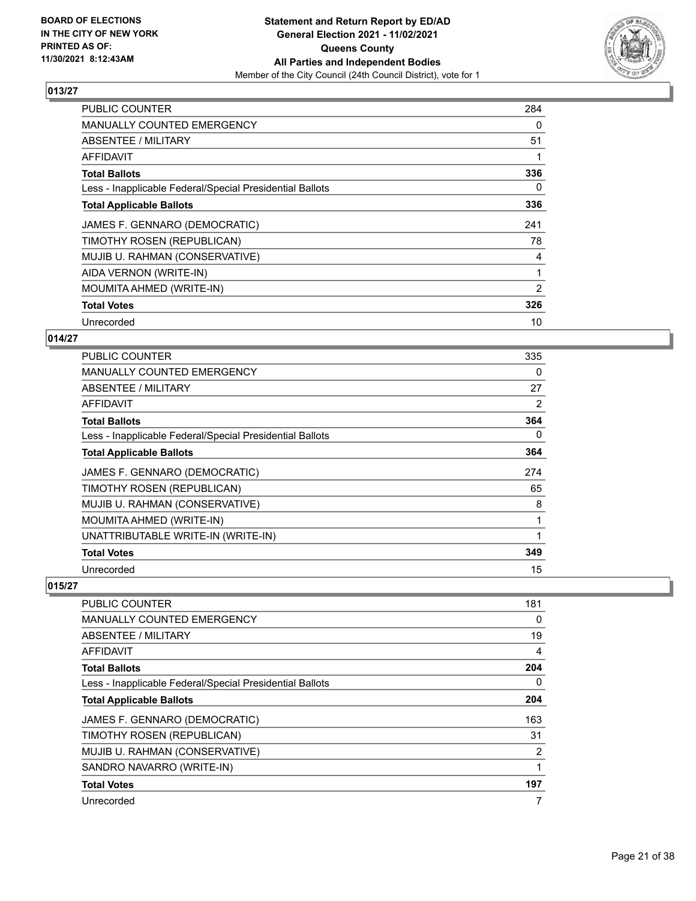**Statement and Return Report by ED/AD**
**General Election 2021 - 11/02/2021**
**Queens County**
**All Parties and Independent Bodies**
Member of the City Council (24th Council District), vote for 1

BOARD OF ELECTIONS IN THE CITY OF NEW YORK PRINTED AS OF: 11/30/2021 8:12:43AM

## 013/27

| | |
|---|---|
| PUBLIC COUNTER | 284 |
| MANUALLY COUNTED EMERGENCY | 0 |
| ABSENTEE / MILITARY | 51 |
| AFFIDAVIT | 1 |
| **Total Ballots** | **336** |
| Less - Inapplicable Federal/Special Presidential Ballots | 0 |
| **Total Applicable Ballots** | **336** |
| JAMES F. GENNARO (DEMOCRATIC) | 241 |
| TIMOTHY ROSEN (REPUBLICAN) | 78 |
| MUJIB U. RAHMAN (CONSERVATIVE) | 4 |
| AIDA VERNON (WRITE-IN) | 1 |
| MOUMITA AHMED (WRITE-IN) | 2 |
| **Total Votes** | **326** |
| Unrecorded | 10 |

## 014/27

| | |
|---|---|
| PUBLIC COUNTER | 335 |
| MANUALLY COUNTED EMERGENCY | 0 |
| ABSENTEE / MILITARY | 27 |
| AFFIDAVIT | 2 |
| **Total Ballots** | **364** |
| Less - Inapplicable Federal/Special Presidential Ballots | 0 |
| **Total Applicable Ballots** | **364** |
| JAMES F. GENNARO (DEMOCRATIC) | 274 |
| TIMOTHY ROSEN (REPUBLICAN) | 65 |
| MUJIB U. RAHMAN (CONSERVATIVE) | 8 |
| MOUMITA AHMED (WRITE-IN) | 1 |
| UNATTRIBUTABLE WRITE-IN (WRITE-IN) | 1 |
| **Total Votes** | **349** |
| Unrecorded | 15 |

## 015/27

| | |
|---|---|
| PUBLIC COUNTER | 181 |
| MANUALLY COUNTED EMERGENCY | 0 |
| ABSENTEE / MILITARY | 19 |
| AFFIDAVIT | 4 |
| **Total Ballots** | **204** |
| Less - Inapplicable Federal/Special Presidential Ballots | 0 |
| **Total Applicable Ballots** | **204** |
| JAMES F. GENNARO (DEMOCRATIC) | 163 |
| TIMOTHY ROSEN (REPUBLICAN) | 31 |
| MUJIB U. RAHMAN (CONSERVATIVE) | 2 |
| SANDRO NAVARRO (WRITE-IN) | 1 |
| **Total Votes** | **197** |
| Unrecorded | 7 |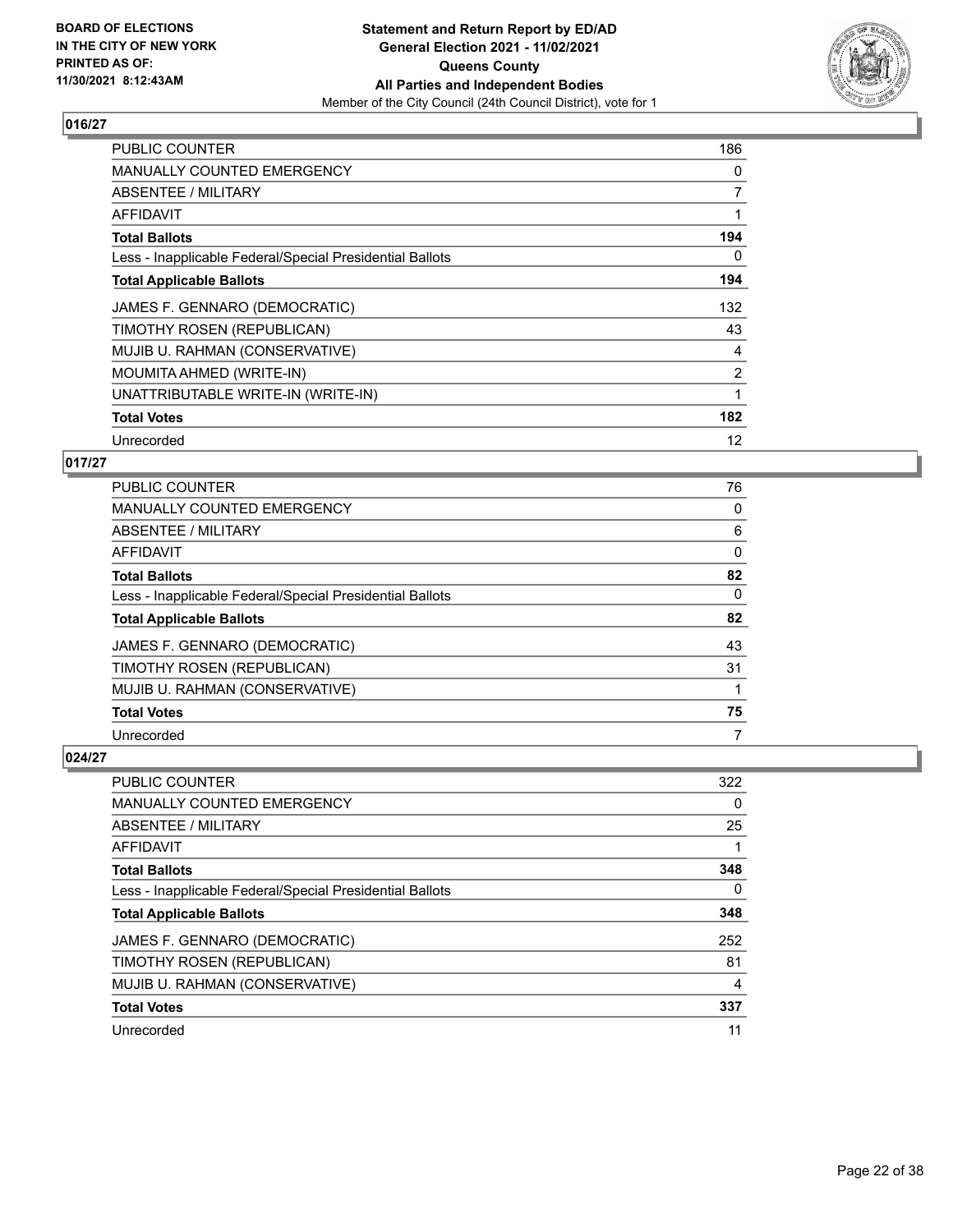BOARD OF ELECTIONS
IN THE CITY OF NEW YORK
PRINTED AS OF:
11/30/2021 8:12:43AM

**Statement and Return Report by ED/AD**
**General Election 2021 - 11/02/2021**
**Queens County**
**All Parties and Independent Bodies**
Member of the City Council (24th Council District), vote for 1

## 016/27

| | |
|---|---|
| PUBLIC COUNTER | 186 |
| MANUALLY COUNTED EMERGENCY | 0 |
| ABSENTEE / MILITARY | 7 |
| AFFIDAVIT | 1 |
| **Total Ballots** | **194** |
| Less - Inapplicable Federal/Special Presidential Ballots | 0 |
| **Total Applicable Ballots** | **194** |
| JAMES F. GENNARO (DEMOCRATIC) | 132 |
| TIMOTHY ROSEN (REPUBLICAN) | 43 |
| MUJIB U. RAHMAN (CONSERVATIVE) | 4 |
| MOUMITA AHMED (WRITE-IN) | 2 |
| UNATTRIBUTABLE WRITE-IN (WRITE-IN) | 1 |
| **Total Votes** | **182** |
| Unrecorded | 12 |

## 017/27

| | |
|---|---|
| PUBLIC COUNTER | 76 |
| MANUALLY COUNTED EMERGENCY | 0 |
| ABSENTEE / MILITARY | 6 |
| AFFIDAVIT | 0 |
| **Total Ballots** | **82** |
| Less - Inapplicable Federal/Special Presidential Ballots | 0 |
| **Total Applicable Ballots** | **82** |
| JAMES F. GENNARO (DEMOCRATIC) | 43 |
| TIMOTHY ROSEN (REPUBLICAN) | 31 |
| MUJIB U. RAHMAN (CONSERVATIVE) | 1 |
| **Total Votes** | **75** |
| Unrecorded | 7 |

## 024/27

| | |
|---|---|
| PUBLIC COUNTER | 322 |
| MANUALLY COUNTED EMERGENCY | 0 |
| ABSENTEE / MILITARY | 25 |
| AFFIDAVIT | 1 |
| **Total Ballots** | **348** |
| Less - Inapplicable Federal/Special Presidential Ballots | 0 |
| **Total Applicable Ballots** | **348** |
| JAMES F. GENNARO (DEMOCRATIC) | 252 |
| TIMOTHY ROSEN (REPUBLICAN) | 81 |
| MUJIB U. RAHMAN (CONSERVATIVE) | 4 |
| **Total Votes** | **337** |
| Unrecorded | 11 |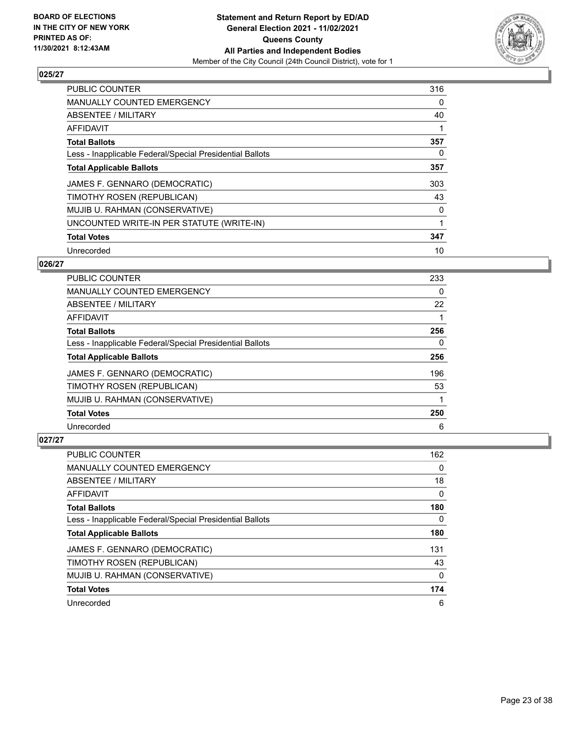## 025/27

| | |
|---|---|
| PUBLIC COUNTER | 316 |
| MANUALLY COUNTED EMERGENCY | 0 |
| ABSENTEE / MILITARY | 40 |
| AFFIDAVIT | 1 |
| **Total Ballots** | **357** |
| Less - Inapplicable Federal/Special Presidential Ballots | 0 |
| **Total Applicable Ballots** | **357** |
| JAMES F. GENNARO (DEMOCRATIC) | 303 |
| TIMOTHY ROSEN (REPUBLICAN) | 43 |
| MUJIB U. RAHMAN (CONSERVATIVE) | 0 |
| UNCOUNTED WRITE-IN PER STATUTE (WRITE-IN) | 1 |
| **Total Votes** | **347** |
| Unrecorded | 10 |

## 026/27

| | |
|---|---|
| PUBLIC COUNTER | 233 |
| MANUALLY COUNTED EMERGENCY | 0 |
| ABSENTEE / MILITARY | 22 |
| AFFIDAVIT | 1 |
| **Total Ballots** | **256** |
| Less - Inapplicable Federal/Special Presidential Ballots | 0 |
| **Total Applicable Ballots** | **256** |
| JAMES F. GENNARO (DEMOCRATIC) | 196 |
| TIMOTHY ROSEN (REPUBLICAN) | 53 |
| MUJIB U. RAHMAN (CONSERVATIVE) | 1 |
| **Total Votes** | **250** |
| Unrecorded | 6 |

## 027/27

| | |
|---|---|
| PUBLIC COUNTER | 162 |
| MANUALLY COUNTED EMERGENCY | 0 |
| ABSENTEE / MILITARY | 18 |
| AFFIDAVIT | 0 |
| **Total Ballots** | **180** |
| Less - Inapplicable Federal/Special Presidential Ballots | 0 |
| **Total Applicable Ballots** | **180** |
| JAMES F. GENNARO (DEMOCRATIC) | 131 |
| TIMOTHY ROSEN (REPUBLICAN) | 43 |
| MUJIB U. RAHMAN (CONSERVATIVE) | 0 |
| **Total Votes** | **174** |
| Unrecorded | 6 |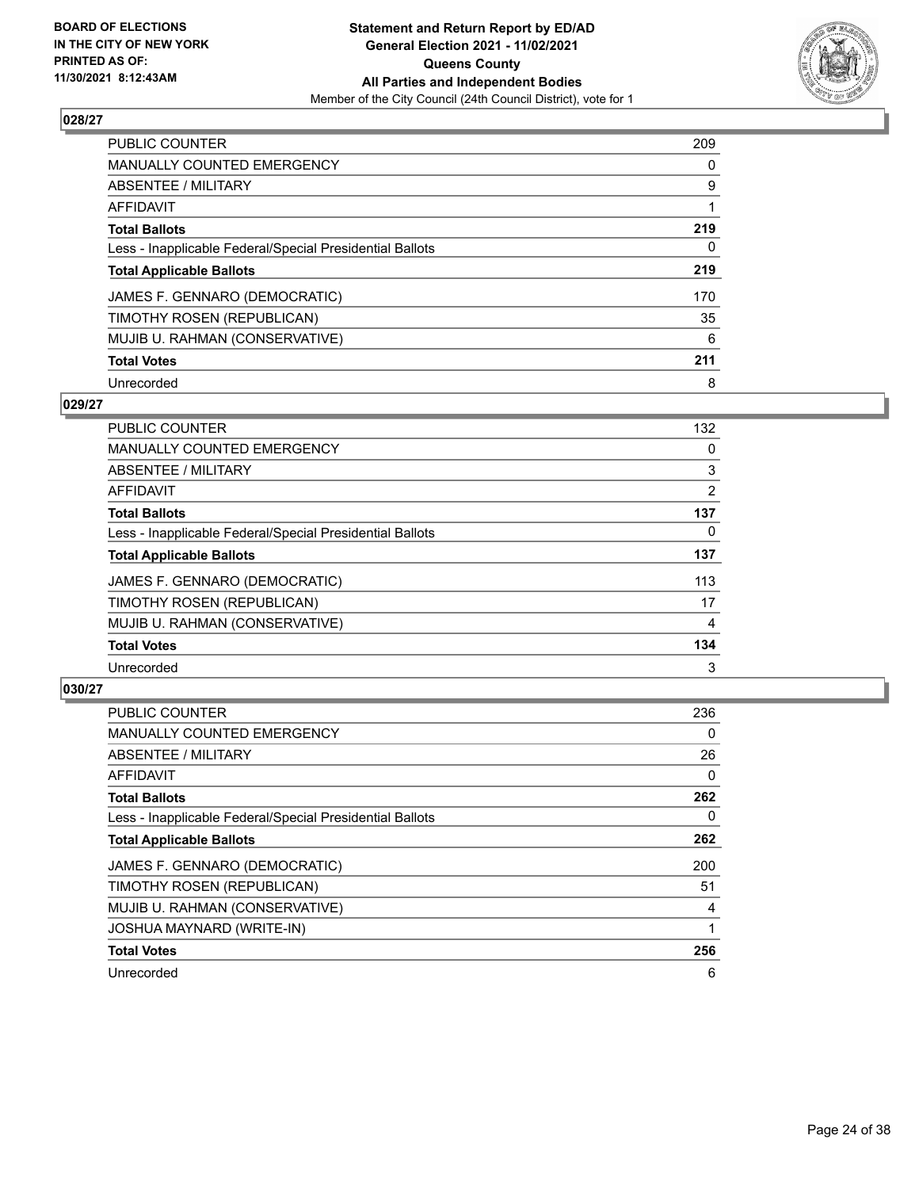**Statement and Return Report by ED/AD**
**General Election 2021 - 11/02/2021**
**Queens County**
**All Parties and Independent Bodies**
Member of the City Council (24th Council District), vote for 1

BOARD OF ELECTIONS
IN THE CITY OF NEW YORK
PRINTED AS OF:
11/30/2021 8:12:43AM

### 028/27

| | |
|---|---|
| PUBLIC COUNTER | 209 |
| MANUALLY COUNTED EMERGENCY | 0 |
| ABSENTEE / MILITARY | 9 |
| AFFIDAVIT | 1 |
| **Total Ballots** | **219** |
| Less - Inapplicable Federal/Special Presidential Ballots | 0 |
| **Total Applicable Ballots** | **219** |
| JAMES F. GENNARO (DEMOCRATIC) | 170 |
| TIMOTHY ROSEN (REPUBLICAN) | 35 |
| MUJIB U. RAHMAN (CONSERVATIVE) | 6 |
| **Total Votes** | **211** |
| Unrecorded | 8 |

### 029/27

| | |
|---|---|
| PUBLIC COUNTER | 132 |
| MANUALLY COUNTED EMERGENCY | 0 |
| ABSENTEE / MILITARY | 3 |
| AFFIDAVIT | 2 |
| **Total Ballots** | **137** |
| Less - Inapplicable Federal/Special Presidential Ballots | 0 |
| **Total Applicable Ballots** | **137** |
| JAMES F. GENNARO (DEMOCRATIC) | 113 |
| TIMOTHY ROSEN (REPUBLICAN) | 17 |
| MUJIB U. RAHMAN (CONSERVATIVE) | 4 |
| **Total Votes** | **134** |
| Unrecorded | 3 |

### 030/27

| | |
|---|---|
| PUBLIC COUNTER | 236 |
| MANUALLY COUNTED EMERGENCY | 0 |
| ABSENTEE / MILITARY | 26 |
| AFFIDAVIT | 0 |
| **Total Ballots** | **262** |
| Less - Inapplicable Federal/Special Presidential Ballots | 0 |
| **Total Applicable Ballots** | **262** |
| JAMES F. GENNARO (DEMOCRATIC) | 200 |
| TIMOTHY ROSEN (REPUBLICAN) | 51 |
| MUJIB U. RAHMAN (CONSERVATIVE) | 4 |
| JOSHUA MAYNARD (WRITE-IN) | 1 |
| **Total Votes** | **256** |
| Unrecorded | 6 |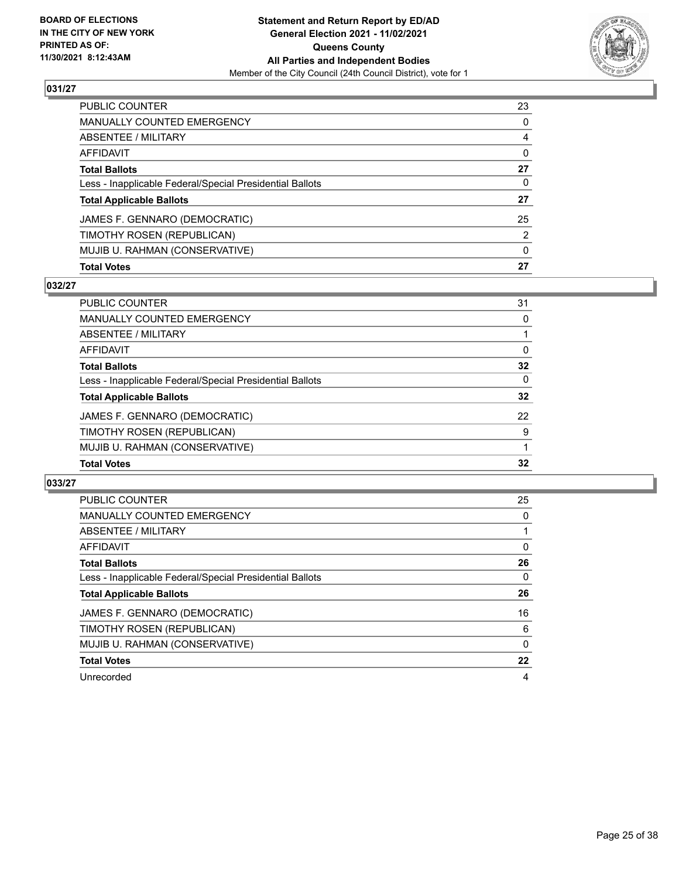BOARD OF ELECTIONS
IN THE CITY OF NEW YORK
PRINTED AS OF:
11/30/2021 8:12:43AM

**Statement and Return Report by ED/AD**
**General Election 2021 - 11/02/2021**
**Queens County**
**All Parties and Independent Bodies**
Member of the City Council (24th Council District), vote for 1

### 031/27

| | |
|---|---|
| PUBLIC COUNTER | 23 |
| MANUALLY COUNTED EMERGENCY | 0 |
| ABSENTEE / MILITARY | 4 |
| AFFIDAVIT | 0 |
| **Total Ballots** | **27** |
| Less - Inapplicable Federal/Special Presidential Ballots | 0 |
| **Total Applicable Ballots** | **27** |
| JAMES F. GENNARO (DEMOCRATIC) | 25 |
| TIMOTHY ROSEN (REPUBLICAN) | 2 |
| MUJIB U. RAHMAN (CONSERVATIVE) | 0 |
| **Total Votes** | **27** |

### 032/27

| | |
|---|---|
| PUBLIC COUNTER | 31 |
| MANUALLY COUNTED EMERGENCY | 0 |
| ABSENTEE / MILITARY | 1 |
| AFFIDAVIT | 0 |
| **Total Ballots** | **32** |
| Less - Inapplicable Federal/Special Presidential Ballots | 0 |
| **Total Applicable Ballots** | **32** |
| JAMES F. GENNARO (DEMOCRATIC) | 22 |
| TIMOTHY ROSEN (REPUBLICAN) | 9 |
| MUJIB U. RAHMAN (CONSERVATIVE) | 1 |
| **Total Votes** | **32** |

### 033/27

| | |
|---|---|
| PUBLIC COUNTER | 25 |
| MANUALLY COUNTED EMERGENCY | 0 |
| ABSENTEE / MILITARY | 1 |
| AFFIDAVIT | 0 |
| **Total Ballots** | **26** |
| Less - Inapplicable Federal/Special Presidential Ballots | 0 |
| **Total Applicable Ballots** | **26** |
| JAMES F. GENNARO (DEMOCRATIC) | 16 |
| TIMOTHY ROSEN (REPUBLICAN) | 6 |
| MUJIB U. RAHMAN (CONSERVATIVE) | 0 |
| **Total Votes** | **22** |
| Unrecorded | 4 |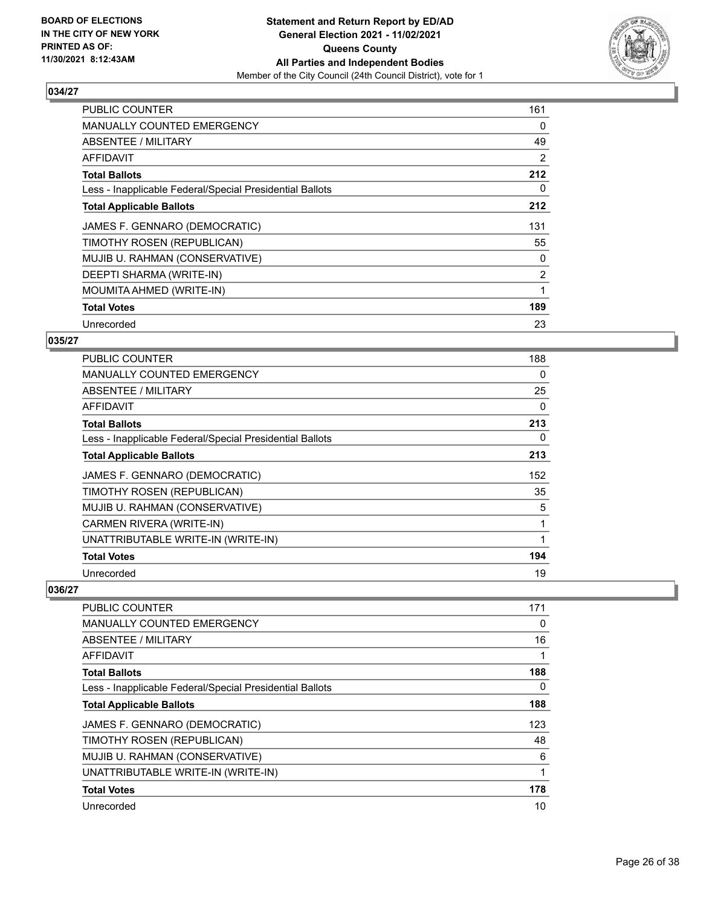**BOARD OF ELECTIONS IN THE CITY OF NEW YORK PRINTED AS OF: 11/30/2021 8:12:43AM**

**Statement and Return Report by ED/AD General Election 2021 - 11/02/2021 Queens County All Parties and Independent Bodies**

Member of the City Council (24th Council District), vote for 1

## 034/27

| | |
|---|---|
| PUBLIC COUNTER | 161 |
| MANUALLY COUNTED EMERGENCY | 0 |
| ABSENTEE / MILITARY | 49 |
| AFFIDAVIT | 2 |
| **Total Ballots** | **212** |
| Less - Inapplicable Federal/Special Presidential Ballots | 0 |
| **Total Applicable Ballots** | **212** |
| JAMES F. GENNARO (DEMOCRATIC) | 131 |
| TIMOTHY ROSEN (REPUBLICAN) | 55 |
| MUJIB U. RAHMAN (CONSERVATIVE) | 0 |
| DEEPTI SHARMA (WRITE-IN) | 2 |
| MOUMITA AHMED (WRITE-IN) | 1 |
| **Total Votes** | **189** |
| Unrecorded | 23 |

## 035/27

| | |
|---|---|
| PUBLIC COUNTER | 188 |
| MANUALLY COUNTED EMERGENCY | 0 |
| ABSENTEE / MILITARY | 25 |
| AFFIDAVIT | 0 |
| **Total Ballots** | **213** |
| Less - Inapplicable Federal/Special Presidential Ballots | 0 |
| **Total Applicable Ballots** | **213** |
| JAMES F. GENNARO (DEMOCRATIC) | 152 |
| TIMOTHY ROSEN (REPUBLICAN) | 35 |
| MUJIB U. RAHMAN (CONSERVATIVE) | 5 |
| CARMEN RIVERA (WRITE-IN) | 1 |
| UNATTRIBUTABLE WRITE-IN (WRITE-IN) | 1 |
| **Total Votes** | **194** |
| Unrecorded | 19 |

## 036/27

| | |
|---|---|
| PUBLIC COUNTER | 171 |
| MANUALLY COUNTED EMERGENCY | 0 |
| ABSENTEE / MILITARY | 16 |
| AFFIDAVIT | 1 |
| **Total Ballots** | **188** |
| Less - Inapplicable Federal/Special Presidential Ballots | 0 |
| **Total Applicable Ballots** | **188** |
| JAMES F. GENNARO (DEMOCRATIC) | 123 |
| TIMOTHY ROSEN (REPUBLICAN) | 48 |
| MUJIB U. RAHMAN (CONSERVATIVE) | 6 |
| UNATTRIBUTABLE WRITE-IN (WRITE-IN) | 1 |
| **Total Votes** | **178** |
| Unrecorded | 10 |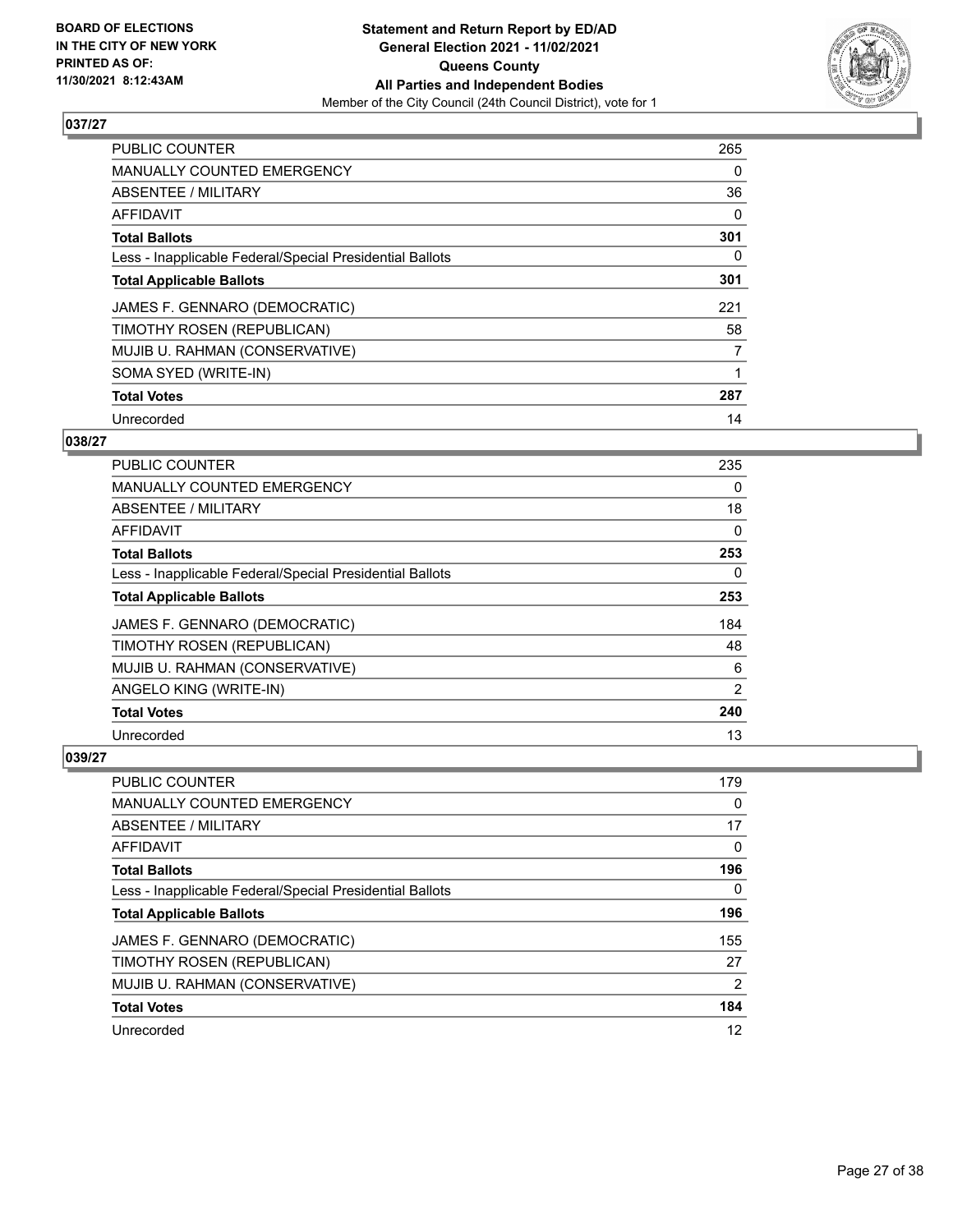BOARD OF ELECTIONS
IN THE CITY OF NEW YORK
PRINTED AS OF:
11/30/2021 8:12:43AM

**Statement and Return Report by ED/AD**
**General Election 2021 - 11/02/2021**
**Queens County**
**All Parties and Independent Bodies**
Member of the City Council (24th Council District), vote for 1

## 037/27

| | |
|---|---|
| PUBLIC COUNTER | 265 |
| MANUALLY COUNTED EMERGENCY | 0 |
| ABSENTEE / MILITARY | 36 |
| AFFIDAVIT | 0 |
| **Total Ballots** | **301** |
| Less - Inapplicable Federal/Special Presidential Ballots | 0 |
| **Total Applicable Ballots** | **301** |
| JAMES F. GENNARO (DEMOCRATIC) | 221 |
| TIMOTHY ROSEN (REPUBLICAN) | 58 |
| MUJIB U. RAHMAN (CONSERVATIVE) | 7 |
| SOMA SYED (WRITE-IN) | 1 |
| **Total Votes** | **287** |
| Unrecorded | 14 |

## 038/27

| | |
|---|---|
| PUBLIC COUNTER | 235 |
| MANUALLY COUNTED EMERGENCY | 0 |
| ABSENTEE / MILITARY | 18 |
| AFFIDAVIT | 0 |
| **Total Ballots** | **253** |
| Less - Inapplicable Federal/Special Presidential Ballots | 0 |
| **Total Applicable Ballots** | **253** |
| JAMES F. GENNARO (DEMOCRATIC) | 184 |
| TIMOTHY ROSEN (REPUBLICAN) | 48 |
| MUJIB U. RAHMAN (CONSERVATIVE) | 6 |
| ANGELO KING (WRITE-IN) | 2 |
| **Total Votes** | **240** |
| Unrecorded | 13 |

## 039/27

| | |
|---|---|
| PUBLIC COUNTER | 179 |
| MANUALLY COUNTED EMERGENCY | 0 |
| ABSENTEE / MILITARY | 17 |
| AFFIDAVIT | 0 |
| **Total Ballots** | **196** |
| Less - Inapplicable Federal/Special Presidential Ballots | 0 |
| **Total Applicable Ballots** | **196** |
| JAMES F. GENNARO (DEMOCRATIC) | 155 |
| TIMOTHY ROSEN (REPUBLICAN) | 27 |
| MUJIB U. RAHMAN (CONSERVATIVE) | 2 |
| **Total Votes** | **184** |
| Unrecorded | 12 |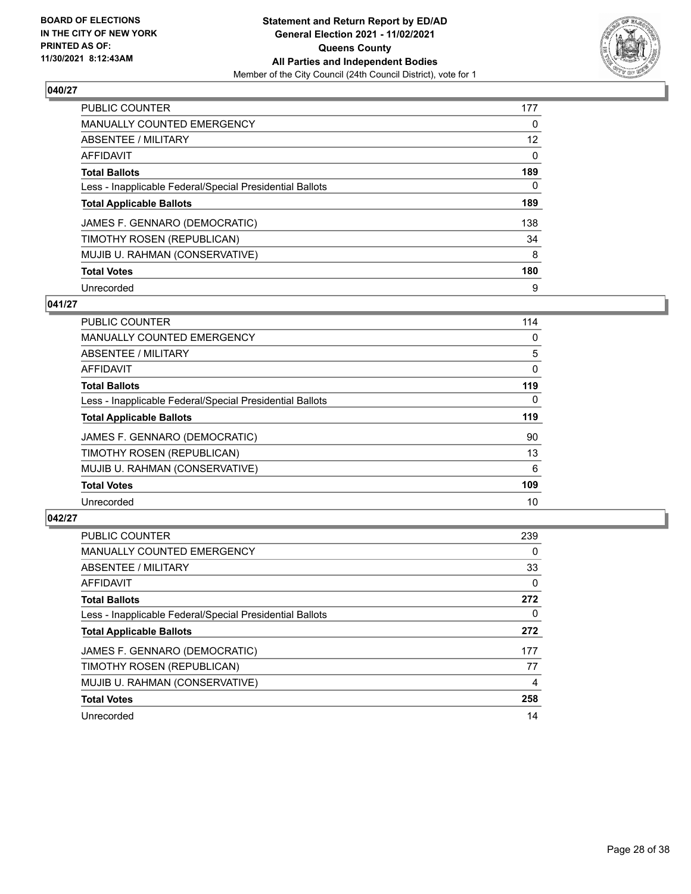**BOARD OF ELECTIONS IN THE CITY OF NEW YORK PRINTED AS OF: 11/30/2021 8:12:43AM**

**Statement and Return Report by ED/AD**
**General Election 2021 - 11/02/2021**
**Queens County**
**All Parties and Independent Bodies**
Member of the City Council (24th Council District), vote for 1

## 040/27

| | |
|---|---|
| PUBLIC COUNTER | 177 |
| MANUALLY COUNTED EMERGENCY | 0 |
| ABSENTEE / MILITARY | 12 |
| AFFIDAVIT | 0 |
| **Total Ballots** | **189** |
| Less - Inapplicable Federal/Special Presidential Ballots | 0 |
| **Total Applicable Ballots** | **189** |
| JAMES F. GENNARO (DEMOCRATIC) | 138 |
| TIMOTHY ROSEN (REPUBLICAN) | 34 |
| MUJIB U. RAHMAN (CONSERVATIVE) | 8 |
| **Total Votes** | **180** |
| Unrecorded | 9 |

## 041/27

| | |
|---|---|
| PUBLIC COUNTER | 114 |
| MANUALLY COUNTED EMERGENCY | 0 |
| ABSENTEE / MILITARY | 5 |
| AFFIDAVIT | 0 |
| **Total Ballots** | **119** |
| Less - Inapplicable Federal/Special Presidential Ballots | 0 |
| **Total Applicable Ballots** | **119** |
| JAMES F. GENNARO (DEMOCRATIC) | 90 |
| TIMOTHY ROSEN (REPUBLICAN) | 13 |
| MUJIB U. RAHMAN (CONSERVATIVE) | 6 |
| **Total Votes** | **109** |
| Unrecorded | 10 |

## 042/27

| | |
|---|---|
| PUBLIC COUNTER | 239 |
| MANUALLY COUNTED EMERGENCY | 0 |
| ABSENTEE / MILITARY | 33 |
| AFFIDAVIT | 0 |
| **Total Ballots** | **272** |
| Less - Inapplicable Federal/Special Presidential Ballots | 0 |
| **Total Applicable Ballots** | **272** |
| JAMES F. GENNARO (DEMOCRATIC) | 177 |
| TIMOTHY ROSEN (REPUBLICAN) | 77 |
| MUJIB U. RAHMAN (CONSERVATIVE) | 4 |
| **Total Votes** | **258** |
| Unrecorded | 14 |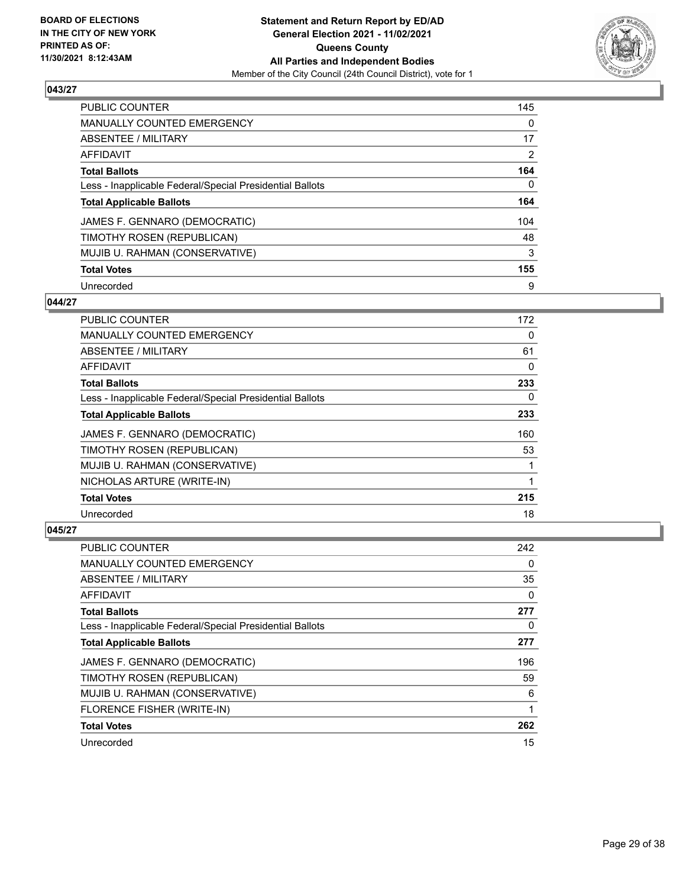**Statement and Return Report by ED/AD**
**General Election 2021 - 11/02/2021**
**Queens County**
**All Parties and Independent Bodies**
Member of the City Council (24th Council District), vote for 1

BOARD OF ELECTIONS IN THE CITY OF NEW YORK PRINTED AS OF: 11/30/2021 8:12:43AM

## 043/27

| | |
|---|---|
| PUBLIC COUNTER | 145 |
| MANUALLY COUNTED EMERGENCY | 0 |
| ABSENTEE / MILITARY | 17 |
| AFFIDAVIT | 2 |
| **Total Ballots** | **164** |
| Less - Inapplicable Federal/Special Presidential Ballots | 0 |
| **Total Applicable Ballots** | **164** |
| JAMES F. GENNARO (DEMOCRATIC) | 104 |
| TIMOTHY ROSEN (REPUBLICAN) | 48 |
| MUJIB U. RAHMAN (CONSERVATIVE) | 3 |
| **Total Votes** | **155** |
| Unrecorded | 9 |

## 044/27

| | |
|---|---|
| PUBLIC COUNTER | 172 |
| MANUALLY COUNTED EMERGENCY | 0 |
| ABSENTEE / MILITARY | 61 |
| AFFIDAVIT | 0 |
| **Total Ballots** | **233** |
| Less - Inapplicable Federal/Special Presidential Ballots | 0 |
| **Total Applicable Ballots** | **233** |
| JAMES F. GENNARO (DEMOCRATIC) | 160 |
| TIMOTHY ROSEN (REPUBLICAN) | 53 |
| MUJIB U. RAHMAN (CONSERVATIVE) | 1 |
| NICHOLAS ARTURE (WRITE-IN) | 1 |
| **Total Votes** | **215** |
| Unrecorded | 18 |

## 045/27

| | |
|---|---|
| PUBLIC COUNTER | 242 |
| MANUALLY COUNTED EMERGENCY | 0 |
| ABSENTEE / MILITARY | 35 |
| AFFIDAVIT | 0 |
| **Total Ballots** | **277** |
| Less - Inapplicable Federal/Special Presidential Ballots | 0 |
| **Total Applicable Ballots** | **277** |
| JAMES F. GENNARO (DEMOCRATIC) | 196 |
| TIMOTHY ROSEN (REPUBLICAN) | 59 |
| MUJIB U. RAHMAN (CONSERVATIVE) | 6 |
| FLORENCE FISHER (WRITE-IN) | 1 |
| **Total Votes** | **262** |
| Unrecorded | 15 |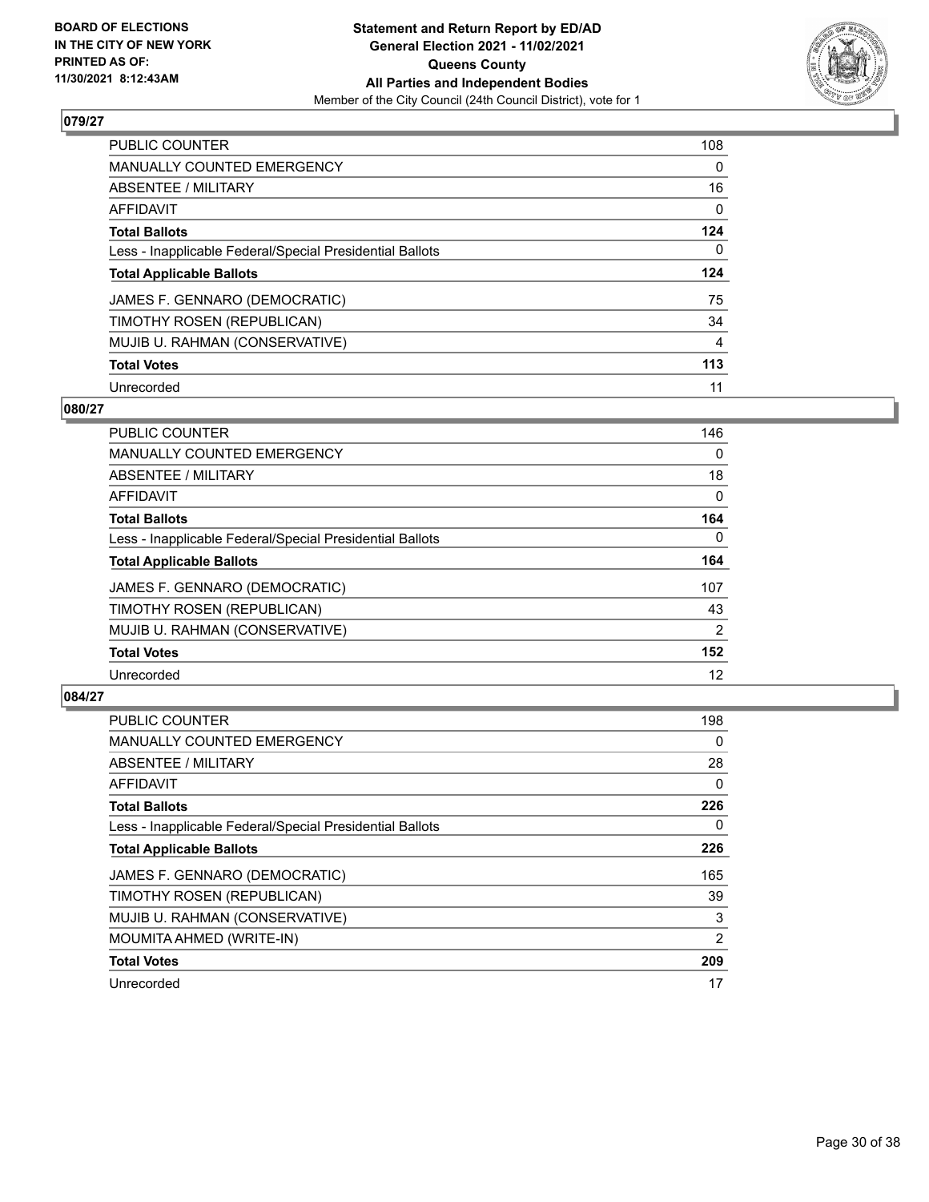**BOARD OF ELECTIONS IN THE CITY OF NEW YORK PRINTED AS OF: 11/30/2021 8:12:43AM**

**Statement and Return Report by ED/AD**
**General Election 2021 - 11/02/2021**
**Queens County**
**All Parties and Independent Bodies**
Member of the City Council (24th Council District), vote for 1

## 079/27

| | |
|---|---|
| PUBLIC COUNTER | 108 |
| MANUALLY COUNTED EMERGENCY | 0 |
| ABSENTEE / MILITARY | 16 |
| AFFIDAVIT | 0 |
| **Total Ballots** | **124** |
| Less - Inapplicable Federal/Special Presidential Ballots | 0 |
| **Total Applicable Ballots** | **124** |
| JAMES F. GENNARO (DEMOCRATIC) | 75 |
| TIMOTHY ROSEN (REPUBLICAN) | 34 |
| MUJIB U. RAHMAN (CONSERVATIVE) | 4 |
| **Total Votes** | **113** |
| Unrecorded | 11 |

## 080/27

| | |
|---|---|
| PUBLIC COUNTER | 146 |
| MANUALLY COUNTED EMERGENCY | 0 |
| ABSENTEE / MILITARY | 18 |
| AFFIDAVIT | 0 |
| **Total Ballots** | **164** |
| Less - Inapplicable Federal/Special Presidential Ballots | 0 |
| **Total Applicable Ballots** | **164** |
| JAMES F. GENNARO (DEMOCRATIC) | 107 |
| TIMOTHY ROSEN (REPUBLICAN) | 43 |
| MUJIB U. RAHMAN (CONSERVATIVE) | 2 |
| **Total Votes** | **152** |
| Unrecorded | 12 |

## 084/27

| | |
|---|---|
| PUBLIC COUNTER | 198 |
| MANUALLY COUNTED EMERGENCY | 0 |
| ABSENTEE / MILITARY | 28 |
| AFFIDAVIT | 0 |
| **Total Ballots** | **226** |
| Less - Inapplicable Federal/Special Presidential Ballots | 0 |
| **Total Applicable Ballots** | **226** |
| JAMES F. GENNARO (DEMOCRATIC) | 165 |
| TIMOTHY ROSEN (REPUBLICAN) | 39 |
| MUJIB U. RAHMAN (CONSERVATIVE) | 3 |
| MOUMITA AHMED (WRITE-IN) | 2 |
| **Total Votes** | **209** |
| Unrecorded | 17 |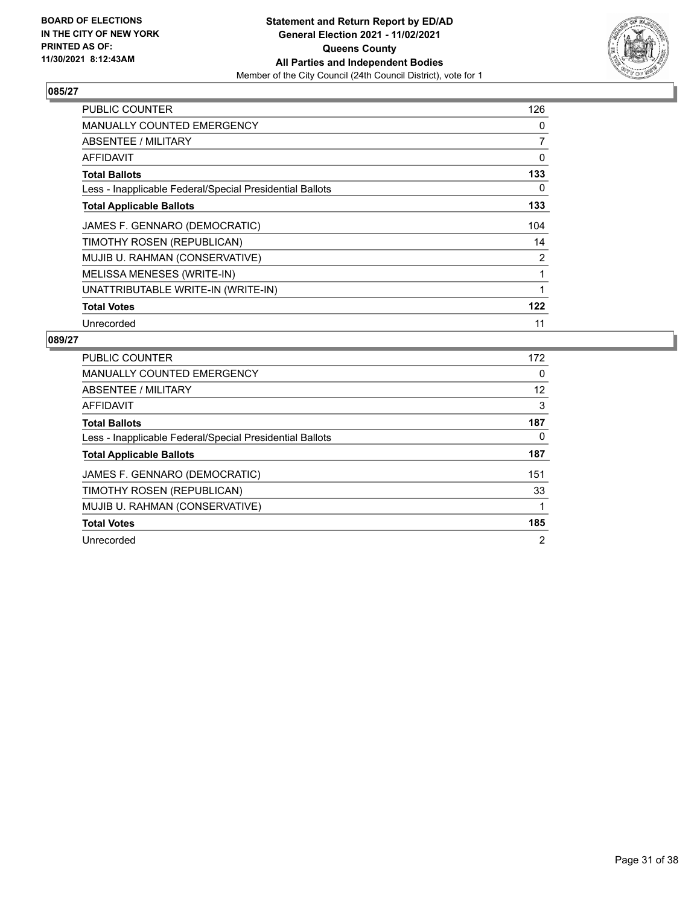**BOARD OF ELECTIONS IN THE CITY OF NEW YORK PRINTED AS OF: 11/30/2021 8:12:43AM**

**Statement and Return Report by ED/AD General Election 2021 - 11/02/2021 Queens County All Parties and Independent Bodies**

Member of the City Council (24th Council District), vote for 1

## 085/27

| | |
|---|---|
| PUBLIC COUNTER | 126 |
| MANUALLY COUNTED EMERGENCY | 0 |
| ABSENTEE / MILITARY | 7 |
| AFFIDAVIT | 0 |
| **Total Ballots** | **133** |
| Less - Inapplicable Federal/Special Presidential Ballots | 0 |
| **Total Applicable Ballots** | **133** |
| JAMES F. GENNARO (DEMOCRATIC) | 104 |
| TIMOTHY ROSEN (REPUBLICAN) | 14 |
| MUJIB U. RAHMAN (CONSERVATIVE) | 2 |
| MELISSA MENESES (WRITE-IN) | 1 |
| UNATTRIBUTABLE WRITE-IN (WRITE-IN) | 1 |
| **Total Votes** | **122** |
| Unrecorded | 11 |

## 089/27

| | |
|---|---|
| PUBLIC COUNTER | 172 |
| MANUALLY COUNTED EMERGENCY | 0 |
| ABSENTEE / MILITARY | 12 |
| AFFIDAVIT | 3 |
| **Total Ballots** | **187** |
| Less - Inapplicable Federal/Special Presidential Ballots | 0 |
| **Total Applicable Ballots** | **187** |
| JAMES F. GENNARO (DEMOCRATIC) | 151 |
| TIMOTHY ROSEN (REPUBLICAN) | 33 |
| MUJIB U. RAHMAN (CONSERVATIVE) | 1 |
| **Total Votes** | **185** |
| Unrecorded | 2 |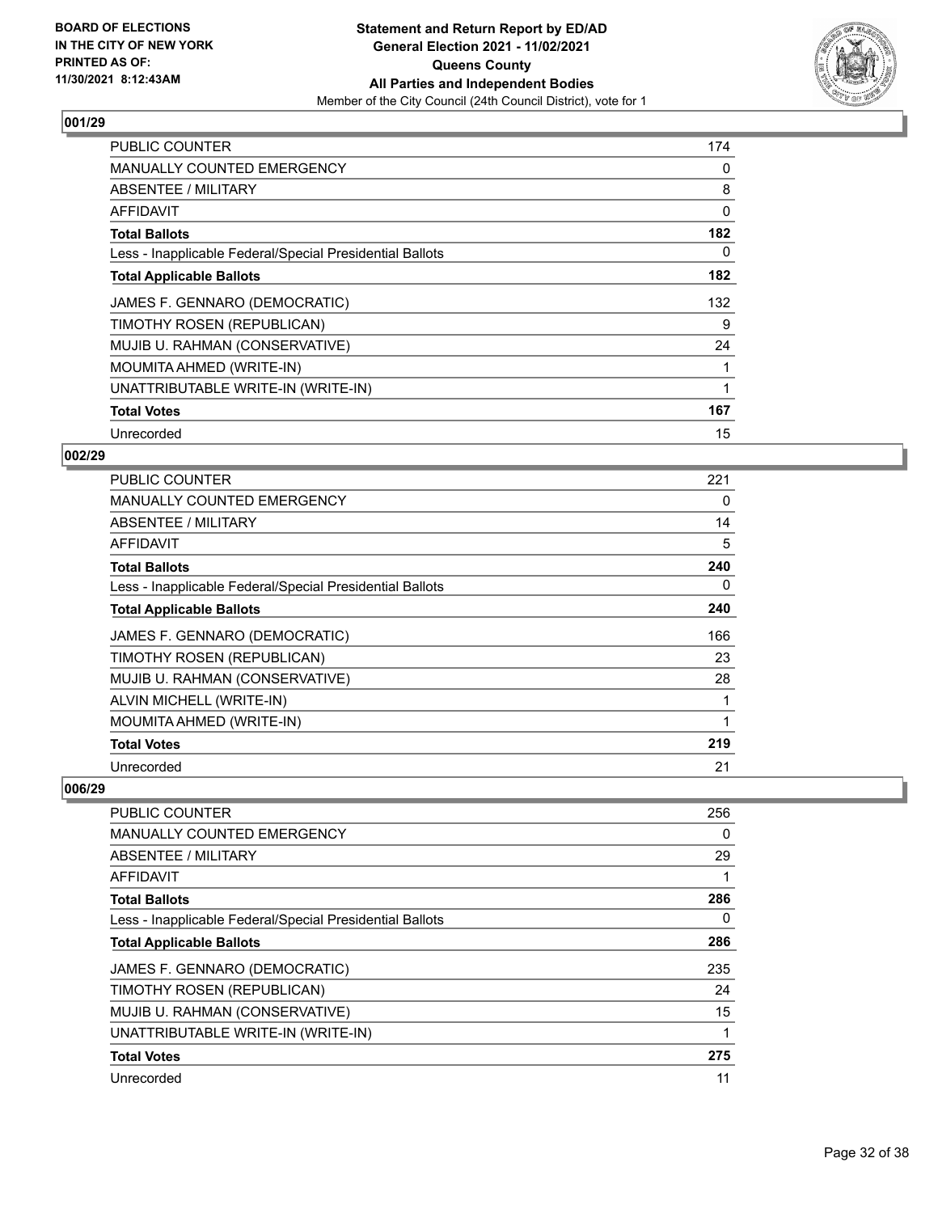BOARD OF ELECTIONS
IN THE CITY OF NEW YORK
PRINTED AS OF:
11/30/2021 8:12:43AM

**Statement and Return Report by ED/AD**
**General Election 2021 - 11/02/2021**
**Queens County**
**All Parties and Independent Bodies**
Member of the City Council (24th Council District), vote for 1

### 001/29

| | |
|---|---|
| PUBLIC COUNTER | 174 |
| MANUALLY COUNTED EMERGENCY | 0 |
| ABSENTEE / MILITARY | 8 |
| AFFIDAVIT | 0 |
| **Total Ballots** | **182** |
| Less - Inapplicable Federal/Special Presidential Ballots | 0 |
| **Total Applicable Ballots** | **182** |
| JAMES F. GENNARO (DEMOCRATIC) | 132 |
| TIMOTHY ROSEN (REPUBLICAN) | 9 |
| MUJIB U. RAHMAN (CONSERVATIVE) | 24 |
| MOUMITA AHMED (WRITE-IN) | 1 |
| UNATTRIBUTABLE WRITE-IN (WRITE-IN) | 1 |
| **Total Votes** | **167** |
| Unrecorded | 15 |

### 002/29

| | |
|---|---|
| PUBLIC COUNTER | 221 |
| MANUALLY COUNTED EMERGENCY | 0 |
| ABSENTEE / MILITARY | 14 |
| AFFIDAVIT | 5 |
| **Total Ballots** | **240** |
| Less - Inapplicable Federal/Special Presidential Ballots | 0 |
| **Total Applicable Ballots** | **240** |
| JAMES F. GENNARO (DEMOCRATIC) | 166 |
| TIMOTHY ROSEN (REPUBLICAN) | 23 |
| MUJIB U. RAHMAN (CONSERVATIVE) | 28 |
| ALVIN MICHELL (WRITE-IN) | 1 |
| MOUMITA AHMED (WRITE-IN) | 1 |
| **Total Votes** | **219** |
| Unrecorded | 21 |

### 006/29

| | |
|---|---|
| PUBLIC COUNTER | 256 |
| MANUALLY COUNTED EMERGENCY | 0 |
| ABSENTEE / MILITARY | 29 |
| AFFIDAVIT | 1 |
| **Total Ballots** | **286** |
| Less - Inapplicable Federal/Special Presidential Ballots | 0 |
| **Total Applicable Ballots** | **286** |
| JAMES F. GENNARO (DEMOCRATIC) | 235 |
| TIMOTHY ROSEN (REPUBLICAN) | 24 |
| MUJIB U. RAHMAN (CONSERVATIVE) | 15 |
| UNATTRIBUTABLE WRITE-IN (WRITE-IN) | 1 |
| **Total Votes** | **275** |
| Unrecorded | 11 |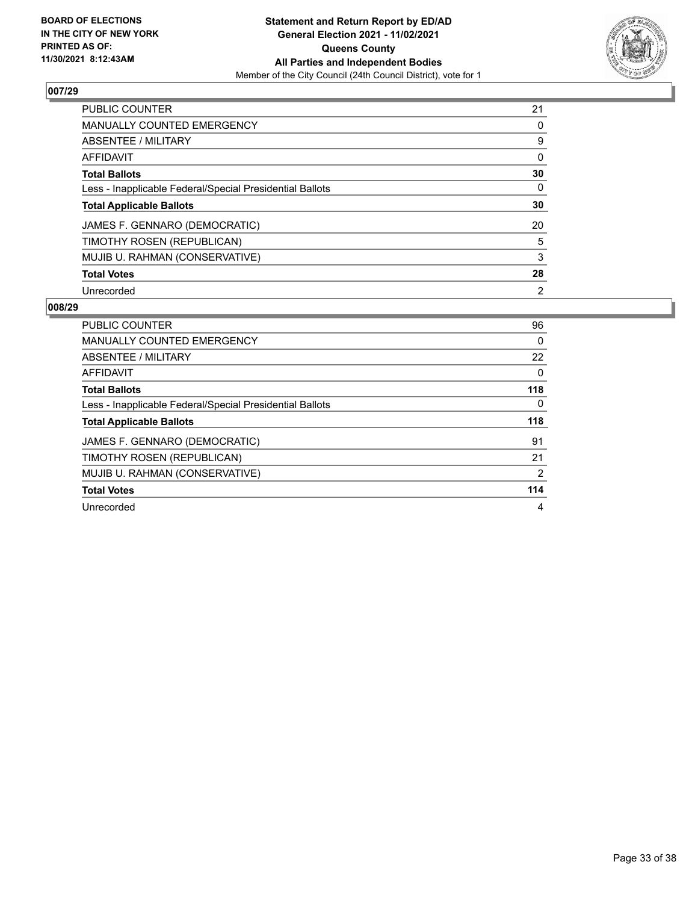## 007/29

| | |
|---|---|
| PUBLIC COUNTER | 21 |
| MANUALLY COUNTED EMERGENCY | 0 |
| ABSENTEE / MILITARY | 9 |
| AFFIDAVIT | 0 |
| **Total Ballots** | **30** |
| Less - Inapplicable Federal/Special Presidential Ballots | 0 |
| **Total Applicable Ballots** | **30** |
| JAMES F. GENNARO (DEMOCRATIC) | 20 |
| TIMOTHY ROSEN (REPUBLICAN) | 5 |
| MUJIB U. RAHMAN (CONSERVATIVE) | 3 |
| **Total Votes** | **28** |
| Unrecorded | 2 |

## 008/29

| | |
|---|---|
| PUBLIC COUNTER | 96 |
| MANUALLY COUNTED EMERGENCY | 0 |
| ABSENTEE / MILITARY | 22 |
| AFFIDAVIT | 0 |
| **Total Ballots** | **118** |
| Less - Inapplicable Federal/Special Presidential Ballots | 0 |
| **Total Applicable Ballots** | **118** |
| JAMES F. GENNARO (DEMOCRATIC) | 91 |
| TIMOTHY ROSEN (REPUBLICAN) | 21 |
| MUJIB U. RAHMAN (CONSERVATIVE) | 2 |
| **Total Votes** | **114** |
| Unrecorded | 4 |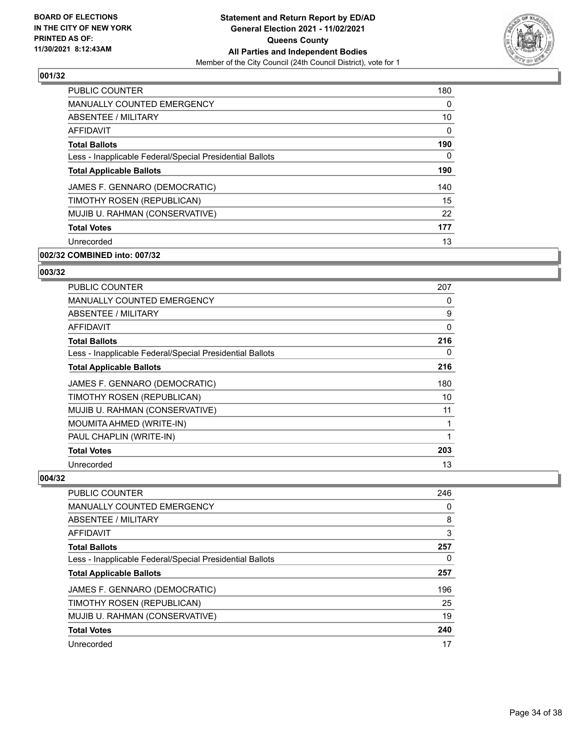**BOARD OF ELECTIONS IN THE CITY OF NEW YORK PRINTED AS OF: 11/30/2021 8:12:43AM**

**Statement and Return Report by ED/AD General Election 2021 - 11/02/2021 Queens County All Parties and Independent Bodies**

Member of the City Council (24th Council District), vote for 1

## 001/32

| | |
|---|---|
| PUBLIC COUNTER | 180 |
| MANUALLY COUNTED EMERGENCY | 0 |
| ABSENTEE / MILITARY | 10 |
| AFFIDAVIT | 0 |
| **Total Ballots** | **190** |
| Less - Inapplicable Federal/Special Presidential Ballots | 0 |
| **Total Applicable Ballots** | **190** |
| JAMES F. GENNARO (DEMOCRATIC) | 140 |
| TIMOTHY ROSEN (REPUBLICAN) | 15 |
| MUJIB U. RAHMAN (CONSERVATIVE) | 22 |
| **Total Votes** | **177** |
| Unrecorded | 13 |

## 002/32 COMBINED into: 007/32

## 003/32

| | |
|---|---|
| PUBLIC COUNTER | 207 |
| MANUALLY COUNTED EMERGENCY | 0 |
| ABSENTEE / MILITARY | 9 |
| AFFIDAVIT | 0 |
| **Total Ballots** | **216** |
| Less - Inapplicable Federal/Special Presidential Ballots | 0 |
| **Total Applicable Ballots** | **216** |
| JAMES F. GENNARO (DEMOCRATIC) | 180 |
| TIMOTHY ROSEN (REPUBLICAN) | 10 |
| MUJIB U. RAHMAN (CONSERVATIVE) | 11 |
| MOUMITA AHMED (WRITE-IN) | 1 |
| PAUL CHAPLIN (WRITE-IN) | 1 |
| **Total Votes** | **203** |
| Unrecorded | 13 |

## 004/32

| | |
|---|---|
| PUBLIC COUNTER | 246 |
| MANUALLY COUNTED EMERGENCY | 0 |
| ABSENTEE / MILITARY | 8 |
| AFFIDAVIT | 3 |
| **Total Ballots** | **257** |
| Less - Inapplicable Federal/Special Presidential Ballots | 0 |
| **Total Applicable Ballots** | **257** |
| JAMES F. GENNARO (DEMOCRATIC) | 196 |
| TIMOTHY ROSEN (REPUBLICAN) | 25 |
| MUJIB U. RAHMAN (CONSERVATIVE) | 19 |
| **Total Votes** | **240** |
| Unrecorded | 17 |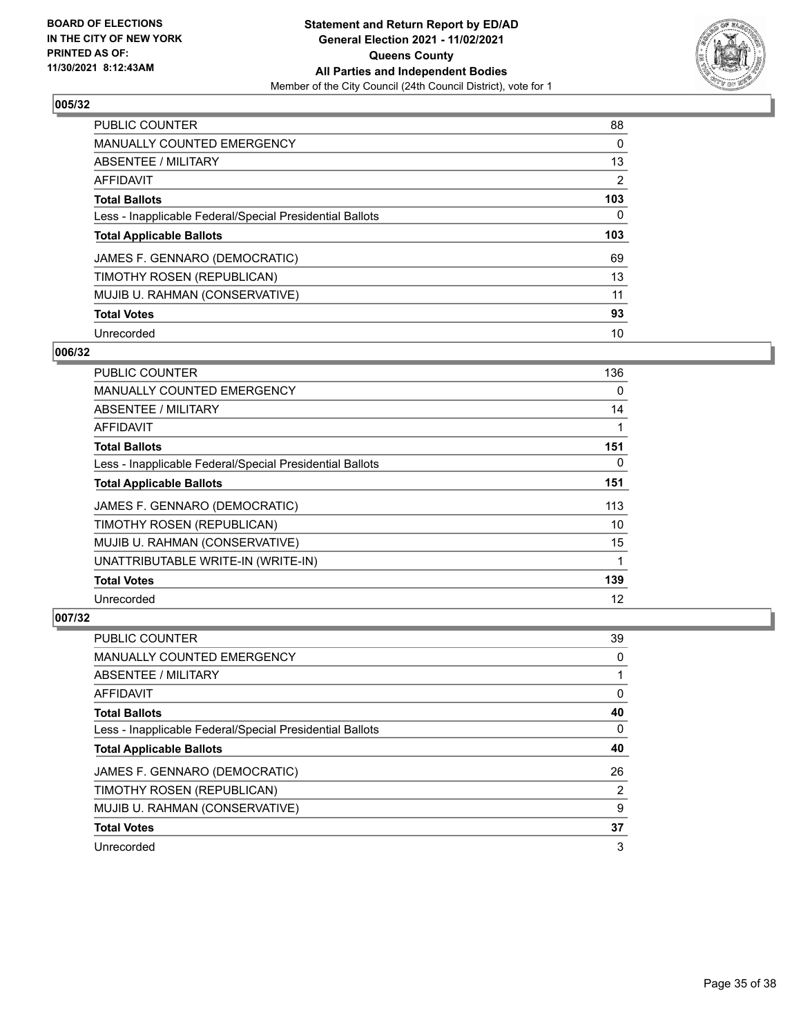**BOARD OF ELECTIONS IN THE CITY OF NEW YORK PRINTED AS OF: 11/30/2021 8:12:43AM**

**Statement and Return Report by ED/AD General Election 2021 - 11/02/2021 Queens County All Parties and Independent Bodies**
Member of the City Council (24th Council District), vote for 1

### 005/32

| | |
|---|---|
| PUBLIC COUNTER | 88 |
| MANUALLY COUNTED EMERGENCY | 0 |
| ABSENTEE / MILITARY | 13 |
| AFFIDAVIT | 2 |
| **Total Ballots** | **103** |
| Less - Inapplicable Federal/Special Presidential Ballots | 0 |
| **Total Applicable Ballots** | **103** |
| JAMES F. GENNARO (DEMOCRATIC) | 69 |
| TIMOTHY ROSEN (REPUBLICAN) | 13 |
| MUJIB U. RAHMAN (CONSERVATIVE) | 11 |
| **Total Votes** | **93** |
| Unrecorded | 10 |

### 006/32

| | |
|---|---|
| PUBLIC COUNTER | 136 |
| MANUALLY COUNTED EMERGENCY | 0 |
| ABSENTEE / MILITARY | 14 |
| AFFIDAVIT | 1 |
| **Total Ballots** | **151** |
| Less - Inapplicable Federal/Special Presidential Ballots | 0 |
| **Total Applicable Ballots** | **151** |
| JAMES F. GENNARO (DEMOCRATIC) | 113 |
| TIMOTHY ROSEN (REPUBLICAN) | 10 |
| MUJIB U. RAHMAN (CONSERVATIVE) | 15 |
| UNATTRIBUTABLE WRITE-IN (WRITE-IN) | 1 |
| **Total Votes** | **139** |
| Unrecorded | 12 |

### 007/32

| | |
|---|---|
| PUBLIC COUNTER | 39 |
| MANUALLY COUNTED EMERGENCY | 0 |
| ABSENTEE / MILITARY | 1 |
| AFFIDAVIT | 0 |
| **Total Ballots** | **40** |
| Less - Inapplicable Federal/Special Presidential Ballots | 0 |
| **Total Applicable Ballots** | **40** |
| JAMES F. GENNARO (DEMOCRATIC) | 26 |
| TIMOTHY ROSEN (REPUBLICAN) | 2 |
| MUJIB U. RAHMAN (CONSERVATIVE) | 9 |
| **Total Votes** | **37** |
| Unrecorded | 3 |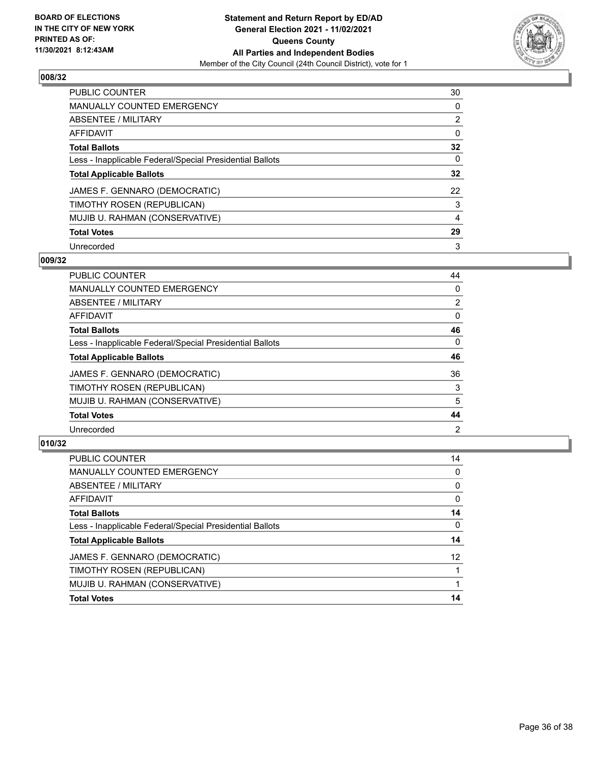**BOARD OF ELECTIONS IN THE CITY OF NEW YORK PRINTED AS OF: 11/30/2021 8:12:43AM**

**Statement and Return Report by ED/AD General Election 2021 - 11/02/2021 Queens County All Parties and Independent Bodies**
Member of the City Council (24th Council District), vote for 1

### 008/32

| | |
|---|---|
| PUBLIC COUNTER | 30 |
| MANUALLY COUNTED EMERGENCY | 0 |
| ABSENTEE / MILITARY | 2 |
| AFFIDAVIT | 0 |
| **Total Ballots** | **32** |
| Less - Inapplicable Federal/Special Presidential Ballots | 0 |
| **Total Applicable Ballots** | **32** |
| JAMES F. GENNARO (DEMOCRATIC) | 22 |
| TIMOTHY ROSEN (REPUBLICAN) | 3 |
| MUJIB U. RAHMAN (CONSERVATIVE) | 4 |
| **Total Votes** | **29** |
| Unrecorded | 3 |

### 009/32

| | |
|---|---|
| PUBLIC COUNTER | 44 |
| MANUALLY COUNTED EMERGENCY | 0 |
| ABSENTEE / MILITARY | 2 |
| AFFIDAVIT | 0 |
| **Total Ballots** | **46** |
| Less - Inapplicable Federal/Special Presidential Ballots | 0 |
| **Total Applicable Ballots** | **46** |
| JAMES F. GENNARO (DEMOCRATIC) | 36 |
| TIMOTHY ROSEN (REPUBLICAN) | 3 |
| MUJIB U. RAHMAN (CONSERVATIVE) | 5 |
| **Total Votes** | **44** |
| Unrecorded | 2 |

### 010/32

| | |
|---|---|
| PUBLIC COUNTER | 14 |
| MANUALLY COUNTED EMERGENCY | 0 |
| ABSENTEE / MILITARY | 0 |
| AFFIDAVIT | 0 |
| **Total Ballots** | **14** |
| Less - Inapplicable Federal/Special Presidential Ballots | 0 |
| **Total Applicable Ballots** | **14** |
| JAMES F. GENNARO (DEMOCRATIC) | 12 |
| TIMOTHY ROSEN (REPUBLICAN) | 1 |
| MUJIB U. RAHMAN (CONSERVATIVE) | 1 |
| **Total Votes** | **14** |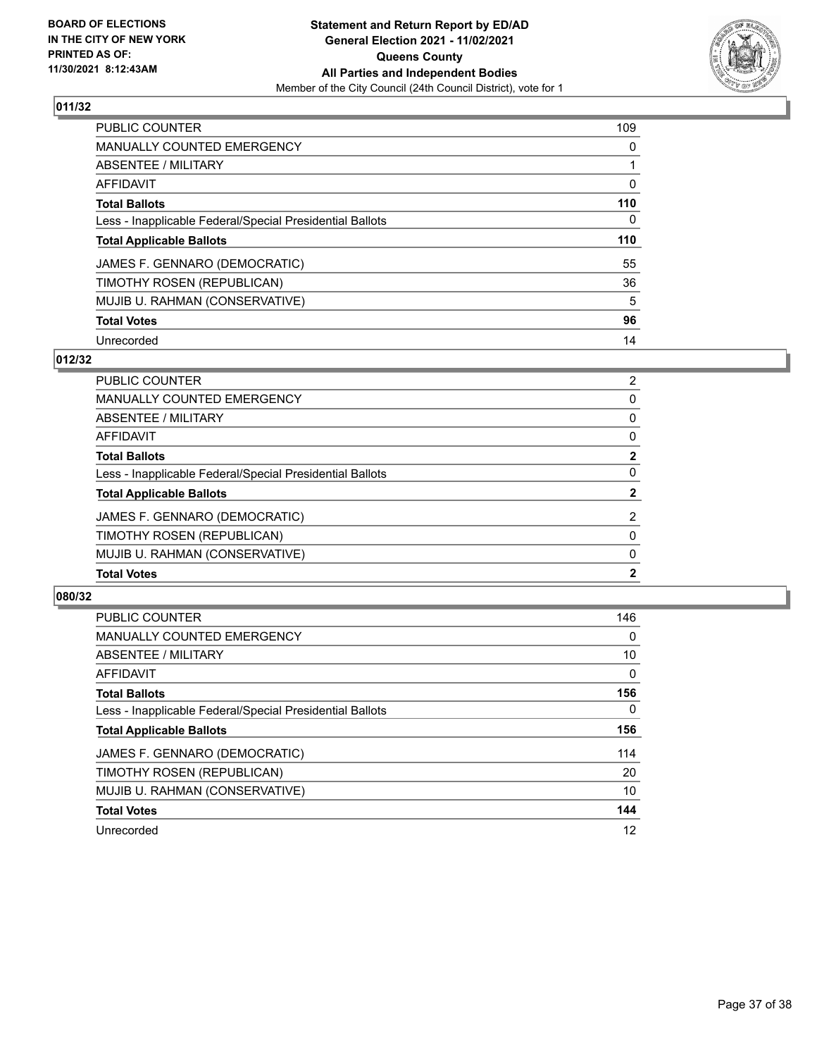## 011/32

| | |
|---|---|
| PUBLIC COUNTER | 109 |
| MANUALLY COUNTED EMERGENCY | 0 |
| ABSENTEE / MILITARY | 1 |
| AFFIDAVIT | 0 |
| **Total Ballots** | **110** |
| Less - Inapplicable Federal/Special Presidential Ballots | 0 |
| **Total Applicable Ballots** | **110** |
| JAMES F. GENNARO (DEMOCRATIC) | 55 |
| TIMOTHY ROSEN (REPUBLICAN) | 36 |
| MUJIB U. RAHMAN (CONSERVATIVE) | 5 |
| **Total Votes** | **96** |
| Unrecorded | 14 |

## 012/32

| | |
|---|---|
| PUBLIC COUNTER | 2 |
| MANUALLY COUNTED EMERGENCY | 0 |
| ABSENTEE / MILITARY | 0 |
| AFFIDAVIT | 0 |
| **Total Ballots** | **2** |
| Less - Inapplicable Federal/Special Presidential Ballots | 0 |
| **Total Applicable Ballots** | **2** |
| JAMES F. GENNARO (DEMOCRATIC) | 2 |
| TIMOTHY ROSEN (REPUBLICAN) | 0 |
| MUJIB U. RAHMAN (CONSERVATIVE) | 0 |
| **Total Votes** | **2** |

## 080/32

| | |
|---|---|
| PUBLIC COUNTER | 146 |
| MANUALLY COUNTED EMERGENCY | 0 |
| ABSENTEE / MILITARY | 10 |
| AFFIDAVIT | 0 |
| **Total Ballots** | **156** |
| Less - Inapplicable Federal/Special Presidential Ballots | 0 |
| **Total Applicable Ballots** | **156** |
| JAMES F. GENNARO (DEMOCRATIC) | 114 |
| TIMOTHY ROSEN (REPUBLICAN) | 20 |
| MUJIB U. RAHMAN (CONSERVATIVE) | 10 |
| **Total Votes** | **144** |
| Unrecorded | 12 |